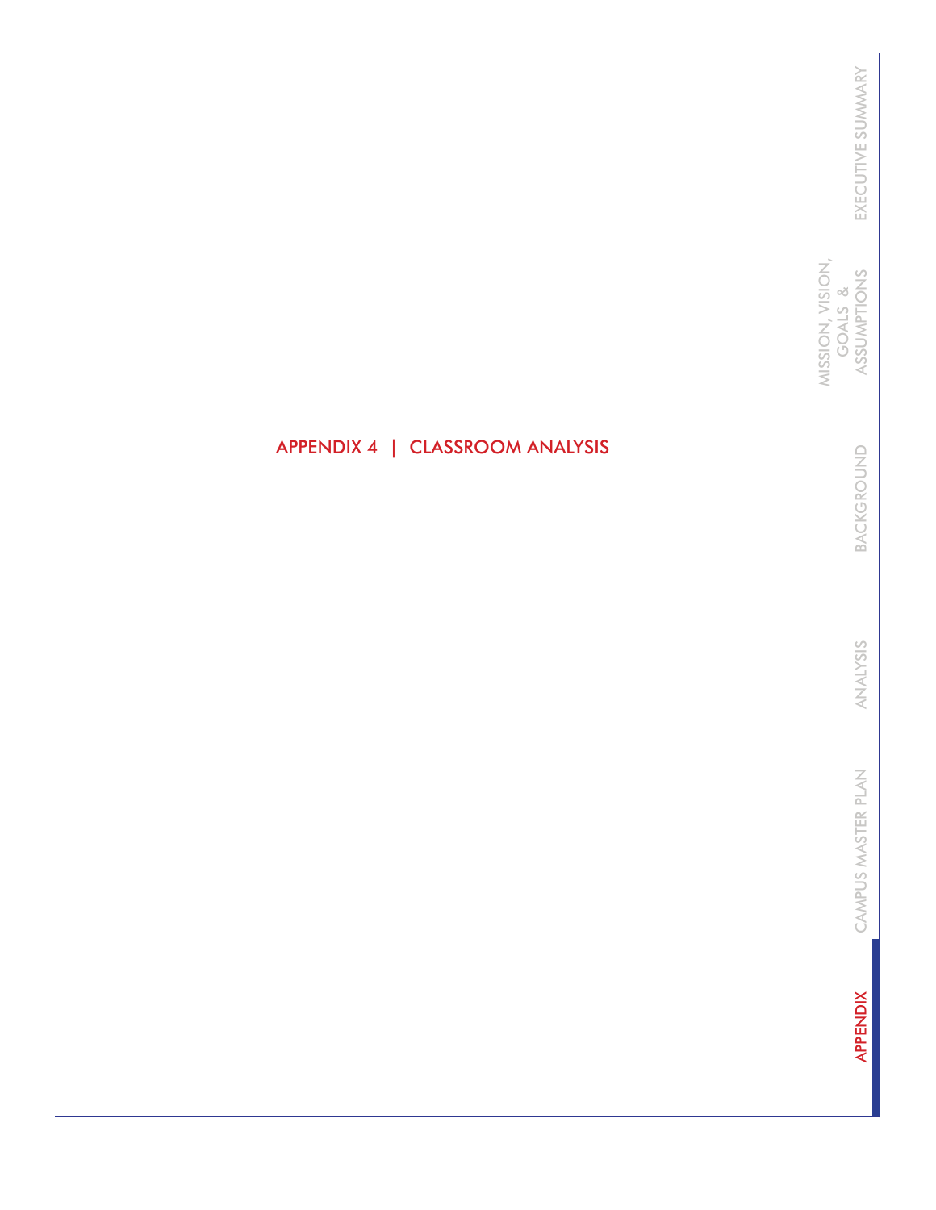# APPENDIX 4 | CLASSROOM ANALYSIS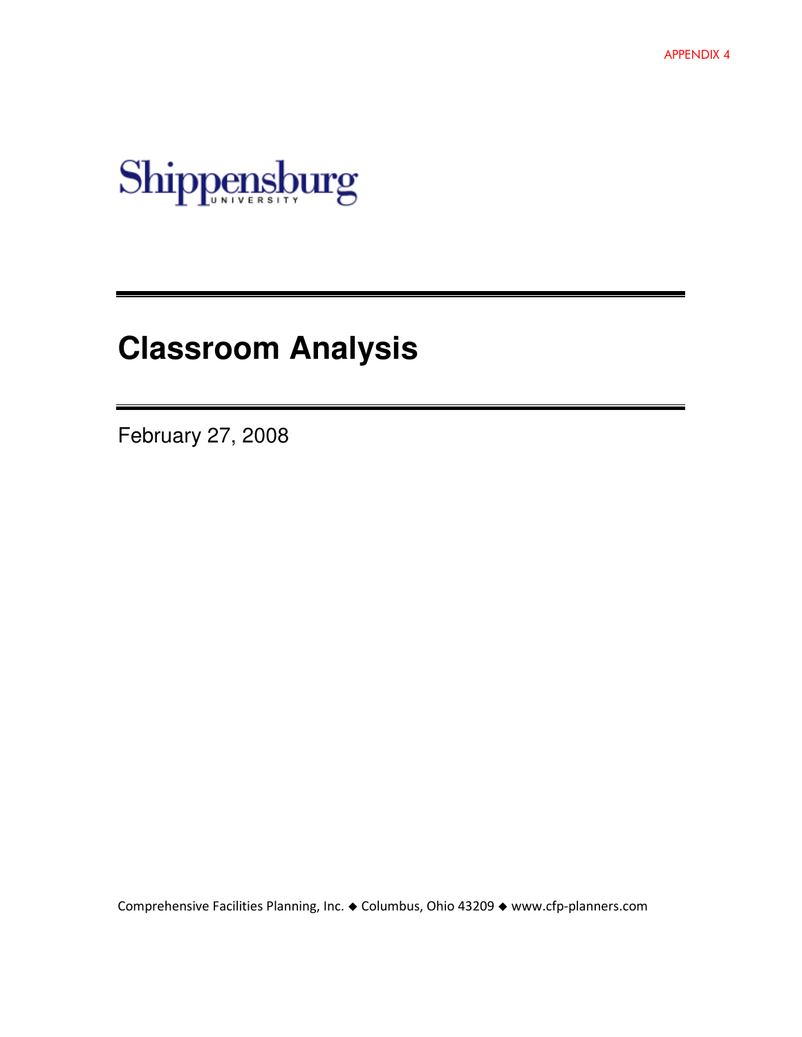APPENDIX 4

Shippensburg UNIVERSITY

# Classroom Analysis

February 27, 2008

Comprehensive Facilities Planning, Inc. ◆ Columbus, Ohio 43209 ◆ www.cfp-planners.com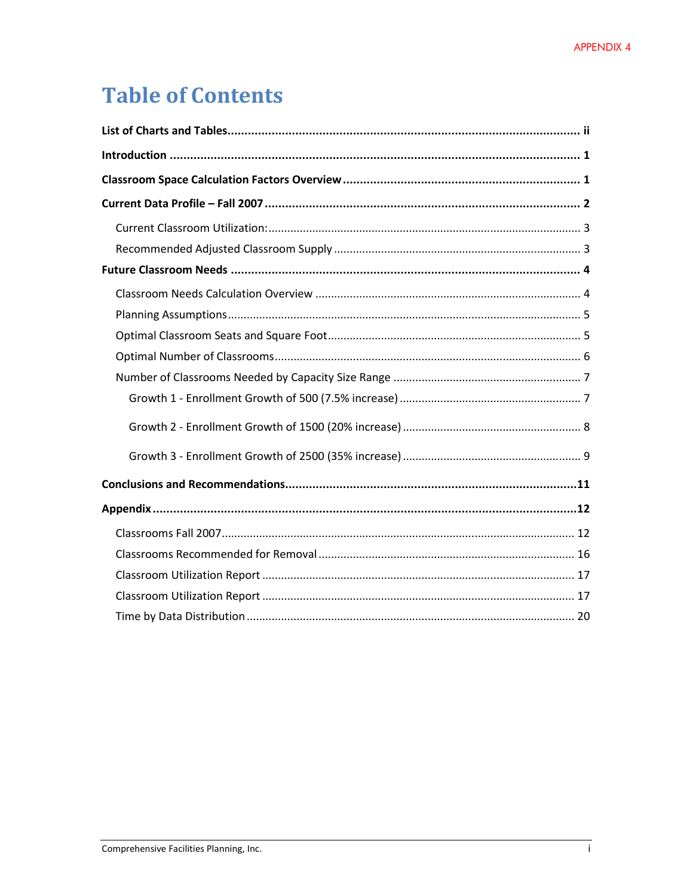APPENDIX 4

# Table of Contents

**List of Charts and Tables** ........ ii

**Introduction** ........ 1

**Classroom Space Calculation Factors Overview** ........ 1

**Current Data Profile – Fall 2007** ........ 2

- Current Classroom Utilization: ........ 3
- Recommended Adjusted Classroom Supply ........ 3

**Future Classroom Needs** ........ 4

- Classroom Needs Calculation Overview ........ 4
- Planning Assumptions ........ 5
- Optimal Classroom Seats and Square Foot ........ 5
- Optimal Number of Classrooms ........ 6
- Number of Classrooms Needed by Capacity Size Range ........ 7
  - Growth 1 - Enrollment Growth of 500 (7.5% increase) ........ 7
  - Growth 2 - Enrollment Growth of 1500 (20% increase) ........ 8
  - Growth 3 - Enrollment Growth of 2500 (35% increase) ........ 9

**Conclusions and Recommendations** ........ 11

**Appendix** ........ 12

- Classrooms Fall 2007 ........ 12
- Classrooms Recommended for Removal ........ 16
- Classroom Utilization Report ........ 17
- Classroom Utilization Report ........ 17
- Time by Data Distribution ........ 20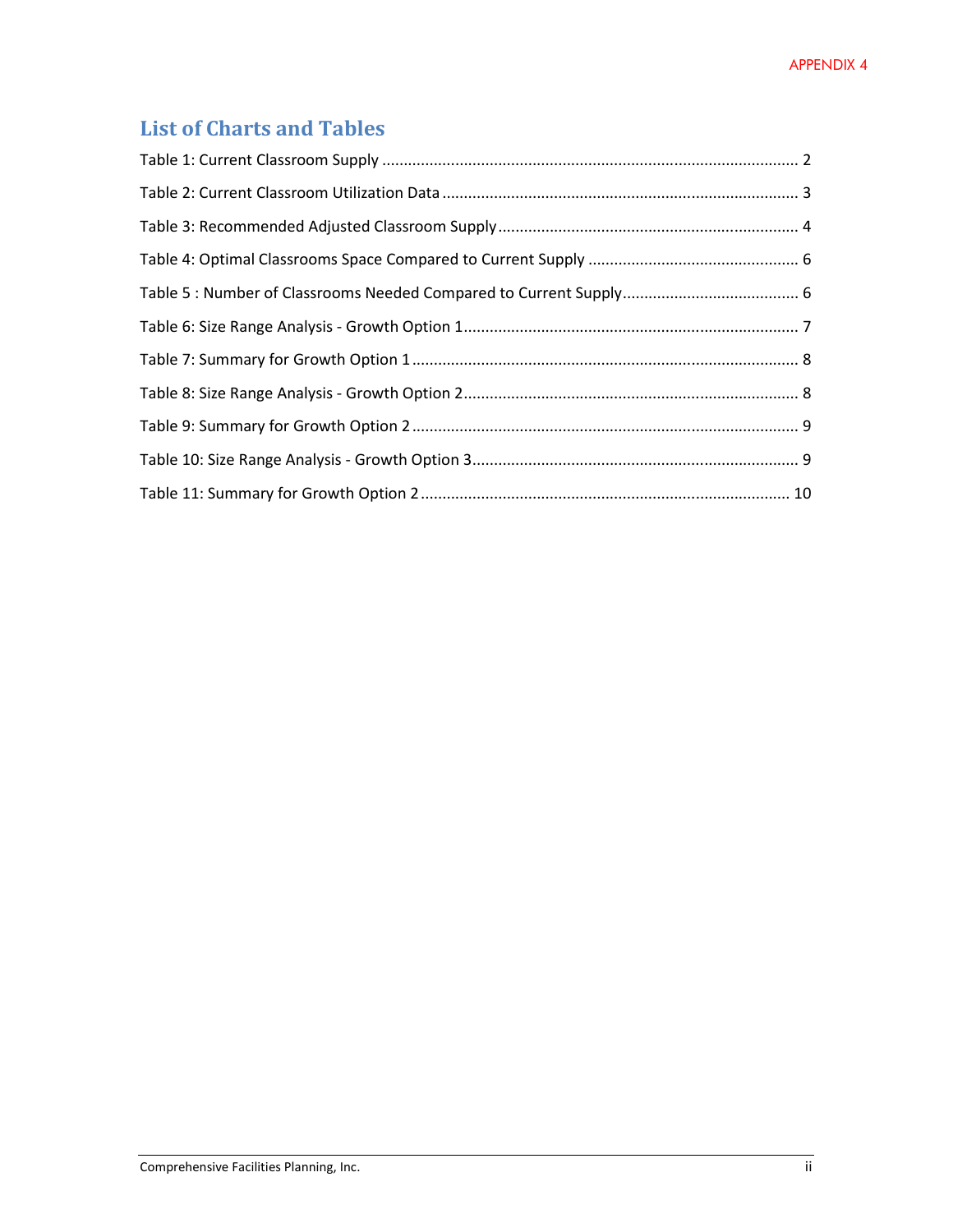## List of Charts and Tables

Table 1: Current Classroom Supply ..... 2

Table 2: Current Classroom Utilization Data ..... 3

Table 3: Recommended Adjusted Classroom Supply ..... 4

Table 4: Optimal Classrooms Space Compared to Current Supply ..... 6

Table 5 : Number of Classrooms Needed Compared to Current Supply ..... 6

Table 6: Size Range Analysis - Growth Option 1 ..... 7

Table 7: Summary for Growth Option 1 ..... 8

Table 8: Size Range Analysis - Growth Option 2 ..... 8

Table 9: Summary for Growth Option 2 ..... 9

Table 10: Size Range Analysis - Growth Option 3 ..... 9

Table 11: Summary for Growth Option 2 ..... 10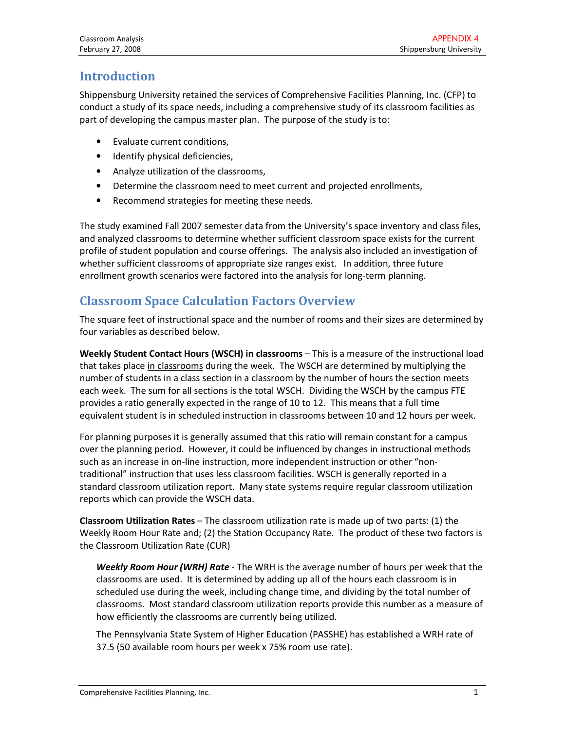## Introduction

Shippensburg University retained the services of Comprehensive Facilities Planning, Inc. (CFP) to conduct a study of its space needs, including a comprehensive study of its classroom facilities as part of developing the campus master plan. The purpose of the study is to:

- Evaluate current conditions,
- Identify physical deficiencies,
- Analyze utilization of the classrooms,
- Determine the classroom need to meet current and projected enrollments,
- Recommend strategies for meeting these needs.

The study examined Fall 2007 semester data from the University's space inventory and class files, and analyzed classrooms to determine whether sufficient classroom space exists for the current profile of student population and course offerings. The analysis also included an investigation of whether sufficient classrooms of appropriate size ranges exist. In addition, three future enrollment growth scenarios were factored into the analysis for long-term planning.

## Classroom Space Calculation Factors Overview

The square feet of instructional space and the number of rooms and their sizes are determined by four variables as described below.

**Weekly Student Contact Hours (WSCH) in classrooms** – This is a measure of the instructional load that takes place in classrooms during the week. The WSCH are determined by multiplying the number of students in a class section in a classroom by the number of hours the section meets each week. The sum for all sections is the total WSCH. Dividing the WSCH by the campus FTE provides a ratio generally expected in the range of 10 to 12. This means that a full time equivalent student is in scheduled instruction in classrooms between 10 and 12 hours per week.

For planning purposes it is generally assumed that this ratio will remain constant for a campus over the planning period. However, it could be influenced by changes in instructional methods such as an increase in on-line instruction, more independent instruction or other "non-traditional" instruction that uses less classroom facilities. WSCH is generally reported in a standard classroom utilization report. Many state systems require regular classroom utilization reports which can provide the WSCH data.

**Classroom Utilization Rates** – The classroom utilization rate is made up of two parts: (1) the Weekly Room Hour Rate and; (2) the Station Occupancy Rate. The product of these two factors is the Classroom Utilization Rate (CUR)

***Weekly Room Hour (WRH) Rate*** - The WRH is the average number of hours per week that the classrooms are used. It is determined by adding up all of the hours each classroom is in scheduled use during the week, including change time, and dividing by the total number of classrooms. Most standard classroom utilization reports provide this number as a measure of how efficiently the classrooms are currently being utilized.

The Pennsylvania State System of Higher Education (PASSHE) has established a WRH rate of 37.5 (50 available room hours per week x 75% room use rate).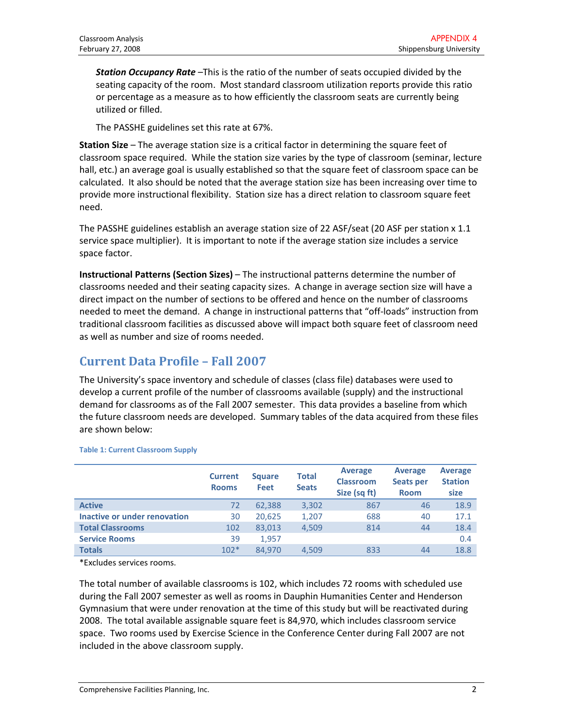***Station Occupancy Rate*** –This is the ratio of the number of seats occupied divided by the seating capacity of the room. Most standard classroom utilization reports provide this ratio or percentage as a measure as to how efficiently the classroom seats are currently being utilized or filled.

The PASSHE guidelines set this rate at 67%.

**Station Size** – The average station size is a critical factor in determining the square feet of classroom space required. While the station size varies by the type of classroom (seminar, lecture hall, etc.) an average goal is usually established so that the square feet of classroom space can be calculated. It also should be noted that the average station size has been increasing over time to provide more instructional flexibility. Station size has a direct relation to classroom square feet need.

The PASSHE guidelines establish an average station size of 22 ASF/seat (20 ASF per station x 1.1 service space multiplier). It is important to note if the average station size includes a service space factor.

**Instructional Patterns (Section Sizes)** – The instructional patterns determine the number of classrooms needed and their seating capacity sizes. A change in average section size will have a direct impact on the number of sections to be offered and hence on the number of classrooms needed to meet the demand. A change in instructional patterns that "off-loads" instruction from traditional classroom facilities as discussed above will impact both square feet of classroom need as well as number and size of rooms needed.

## Current Data Profile – Fall 2007

The University's space inventory and schedule of classes (class file) databases were used to develop a current profile of the number of classrooms available (supply) and the instructional demand for classrooms as of the Fall 2007 semester. This data provides a baseline from which the future classroom needs are developed. Summary tables of the data acquired from these files are shown below:

**Table 1: Current Classroom Supply**

| | Current Rooms | Square Feet | Total Seats | Average Classroom Size (sq ft) | Average Seats per Room | Average Station size |
|---|---|---|---|---|---|---|
| **Active** | 72 | 62,388 | 3,302 | 867 | 46 | 18.9 |
| **Inactive or under renovation** | 30 | 20,625 | 1,207 | 688 | 40 | 17.1 |
| **Total Classrooms** | 102 | 83,013 | 4,509 | 814 | 44 | 18.4 |
| **Service Rooms** | 39 | 1,957 | | | | 0.4 |
| **Totals** | 102* | 84,970 | 4,509 | 833 | 44 | 18.8 |

*Excludes services rooms.

The total number of available classrooms is 102, which includes 72 rooms with scheduled use during the Fall 2007 semester as well as rooms in Dauphin Humanities Center and Henderson Gymnasium that were under renovation at the time of this study but will be reactivated during 2008. The total available assignable square feet is 84,970, which includes classroom service space. Two rooms used by Exercise Science in the Conference Center during Fall 2007 are not included in the above classroom supply.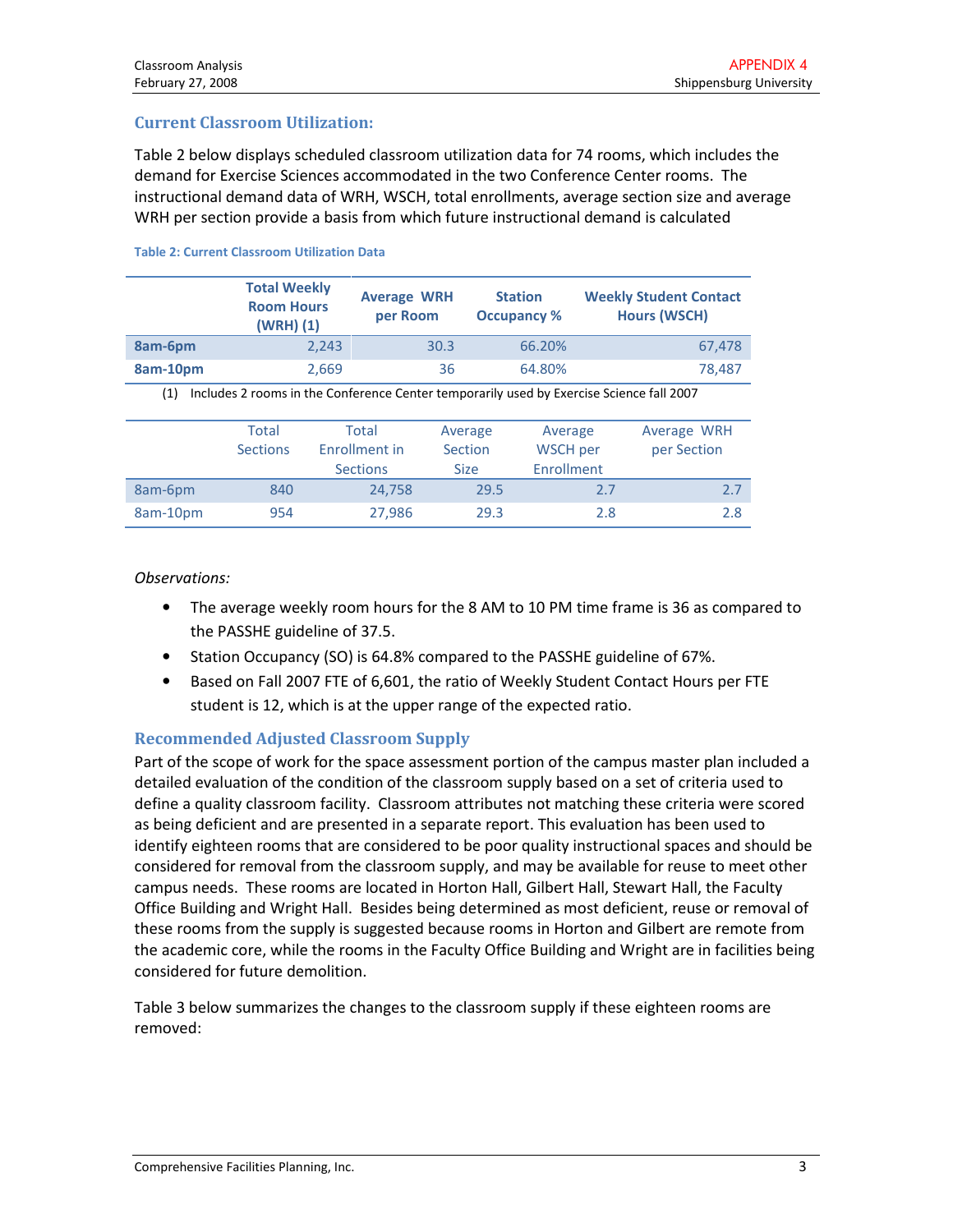## Current Classroom Utilization:

Table 2 below displays scheduled classroom utilization data for 74 rooms, which includes the demand for Exercise Sciences accommodated in the two Conference Center rooms. The instructional demand data of WRH, WSCH, total enrollments, average section size and average WRH per section provide a basis from which future instructional demand is calculated

**Table 2: Current Classroom Utilization Data**

| | Total Weekly Room Hours (WRH) (1) | Average WRH per Room | Station Occupancy % | Weekly Student Contact Hours (WSCH) |
|---|---|---|---|---|
| **8am-6pm** | 2,243 | 30.3 | 66.20% | 67,478 |
| **8am-10pm** | 2,669 | 36 | 64.80% | 78,487 |

(1) Includes 2 rooms in the Conference Center temporarily used by Exercise Science fall 2007

| | Total Sections | Total Enrollment in Sections | Average Section Size | Average WSCH per Enrollment | Average WRH per Section |
|---|---|---|---|---|---|
| 8am-6pm | 840 | 24,758 | 29.5 | 2.7 | 2.7 |
| 8am-10pm | 954 | 27,986 | 29.3 | 2.8 | 2.8 |

*Observations:*

- The average weekly room hours for the 8 AM to 10 PM time frame is 36 as compared to the PASSHE guideline of 37.5.
- Station Occupancy (SO) is 64.8% compared to the PASSHE guideline of 67%.
- Based on Fall 2007 FTE of 6,601, the ratio of Weekly Student Contact Hours per FTE student is 12, which is at the upper range of the expected ratio.

## Recommended Adjusted Classroom Supply

Part of the scope of work for the space assessment portion of the campus master plan included a detailed evaluation of the condition of the classroom supply based on a set of criteria used to define a quality classroom facility. Classroom attributes not matching these criteria were scored as being deficient and are presented in a separate report. This evaluation has been used to identify eighteen rooms that are considered to be poor quality instructional spaces and should be considered for removal from the classroom supply, and may be available for reuse to meet other campus needs. These rooms are located in Horton Hall, Gilbert Hall, Stewart Hall, the Faculty Office Building and Wright Hall. Besides being determined as most deficient, reuse or removal of these rooms from the supply is suggested because rooms in Horton and Gilbert are remote from the academic core, while the rooms in the Faculty Office Building and Wright are in facilities being considered for future demolition.

Table 3 below summarizes the changes to the classroom supply if these eighteen rooms are removed: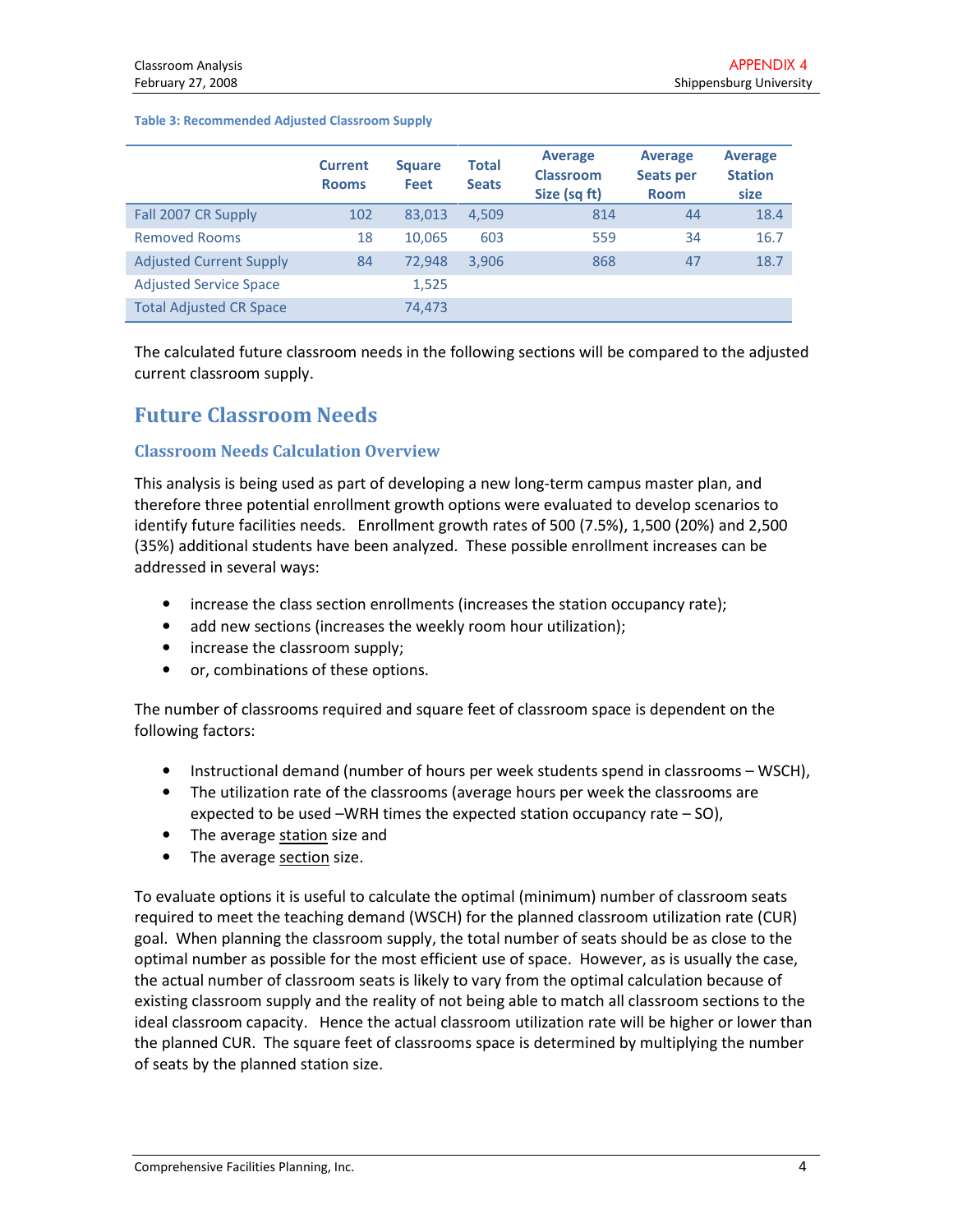**Table 3: Recommended Adjusted Classroom Supply**

| | Current Rooms | Square Feet | Total Seats | Average Classroom Size (sq ft) | Average Seats per Room | Average Station size |
|---|---|---|---|---|---|---|
| Fall 2007 CR Supply | 102 | 83,013 | 4,509 | 814 | 44 | 18.4 |
| Removed Rooms | 18 | 10,065 | 603 | 559 | 34 | 16.7 |
| Adjusted Current Supply | 84 | 72,948 | 3,906 | 868 | 47 | 18.7 |
| Adjusted Service Space | | 1,525 | | | | |
| Total Adjusted CR Space | | 74,473 | | | | |

The calculated future classroom needs in the following sections will be compared to the adjusted current classroom supply.

# Future Classroom Needs

## Classroom Needs Calculation Overview

This analysis is being used as part of developing a new long-term campus master plan, and therefore three potential enrollment growth options were evaluated to develop scenarios to identify future facilities needs. Enrollment growth rates of 500 (7.5%), 1,500 (20%) and 2,500 (35%) additional students have been analyzed. These possible enrollment increases can be addressed in several ways:

- increase the class section enrollments (increases the station occupancy rate);
- add new sections (increases the weekly room hour utilization);
- increase the classroom supply;
- or, combinations of these options.

The number of classrooms required and square feet of classroom space is dependent on the following factors:

- Instructional demand (number of hours per week students spend in classrooms – WSCH),
- The utilization rate of the classrooms (average hours per week the classrooms are expected to be used –WRH times the expected station occupancy rate – SO),
- The average station size and
- The average section size.

To evaluate options it is useful to calculate the optimal (minimum) number of classroom seats required to meet the teaching demand (WSCH) for the planned classroom utilization rate (CUR) goal. When planning the classroom supply, the total number of seats should be as close to the optimal number as possible for the most efficient use of space. However, as is usually the case, the actual number of classroom seats is likely to vary from the optimal calculation because of existing classroom supply and the reality of not being able to match all classroom sections to the ideal classroom capacity. Hence the actual classroom utilization rate will be higher or lower than the planned CUR. The square feet of classrooms space is determined by multiplying the number of seats by the planned station size.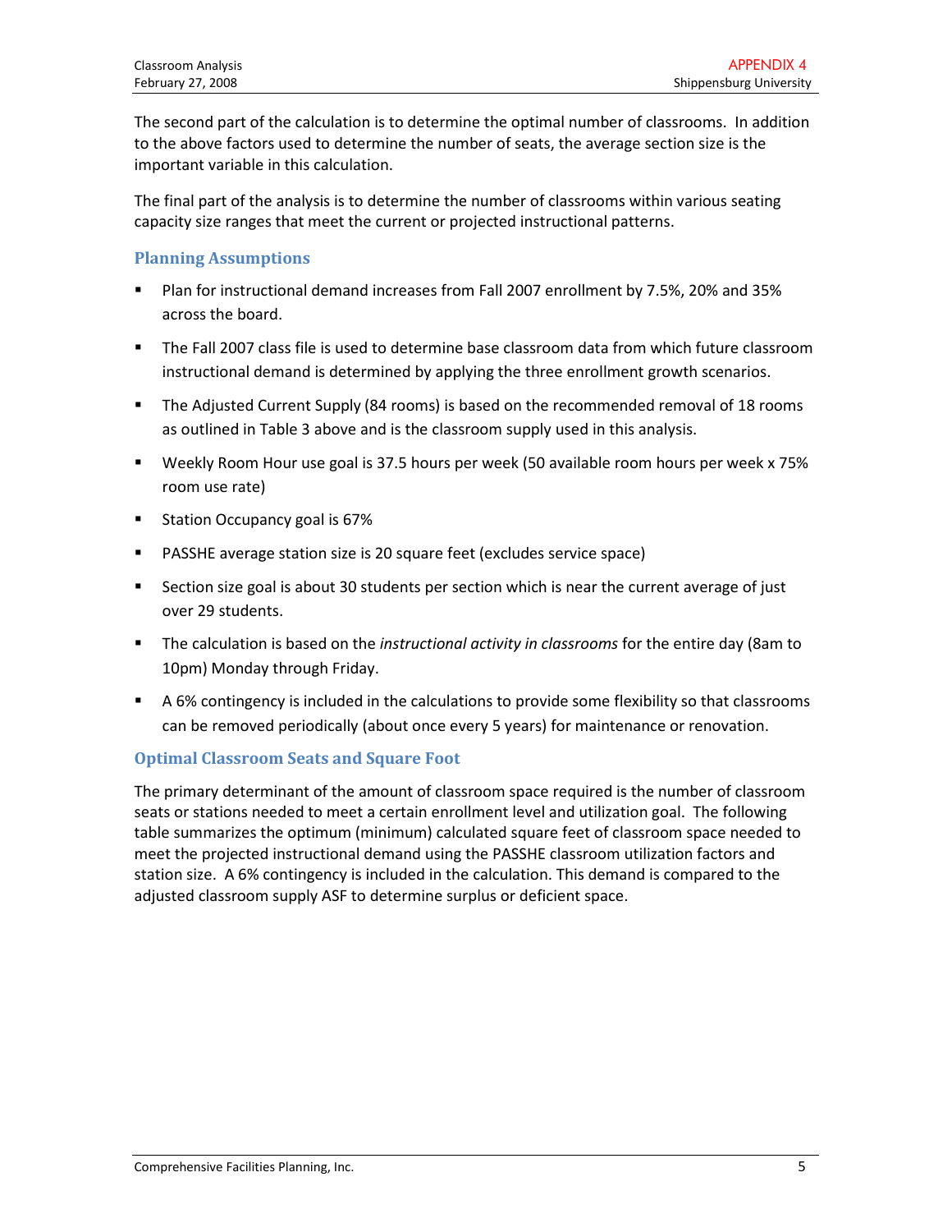The second part of the calculation is to determine the optimal number of classrooms. In addition to the above factors used to determine the number of seats, the average section size is the important variable in this calculation.

The final part of the analysis is to determine the number of classrooms within various seating capacity size ranges that meet the current or projected instructional patterns.

### Planning Assumptions

- Plan for instructional demand increases from Fall 2007 enrollment by 7.5%, 20% and 35% across the board.
- The Fall 2007 class file is used to determine base classroom data from which future classroom instructional demand is determined by applying the three enrollment growth scenarios.
- The Adjusted Current Supply (84 rooms) is based on the recommended removal of 18 rooms as outlined in Table 3 above and is the classroom supply used in this analysis.
- Weekly Room Hour use goal is 37.5 hours per week (50 available room hours per week x 75% room use rate)
- Station Occupancy goal is 67%
- PASSHE average station size is 20 square feet (excludes service space)
- Section size goal is about 30 students per section which is near the current average of just over 29 students.
- The calculation is based on the *instructional activity in classrooms* for the entire day (8am to 10pm) Monday through Friday.
- A 6% contingency is included in the calculations to provide some flexibility so that classrooms can be removed periodically (about once every 5 years) for maintenance or renovation.

### Optimal Classroom Seats and Square Foot

The primary determinant of the amount of classroom space required is the number of classroom seats or stations needed to meet a certain enrollment level and utilization goal. The following table summarizes the optimum (minimum) calculated square feet of classroom space needed to meet the projected instructional demand using the PASSHE classroom utilization factors and station size. A 6% contingency is included in the calculation. This demand is compared to the adjusted classroom supply ASF to determine surplus or deficient space.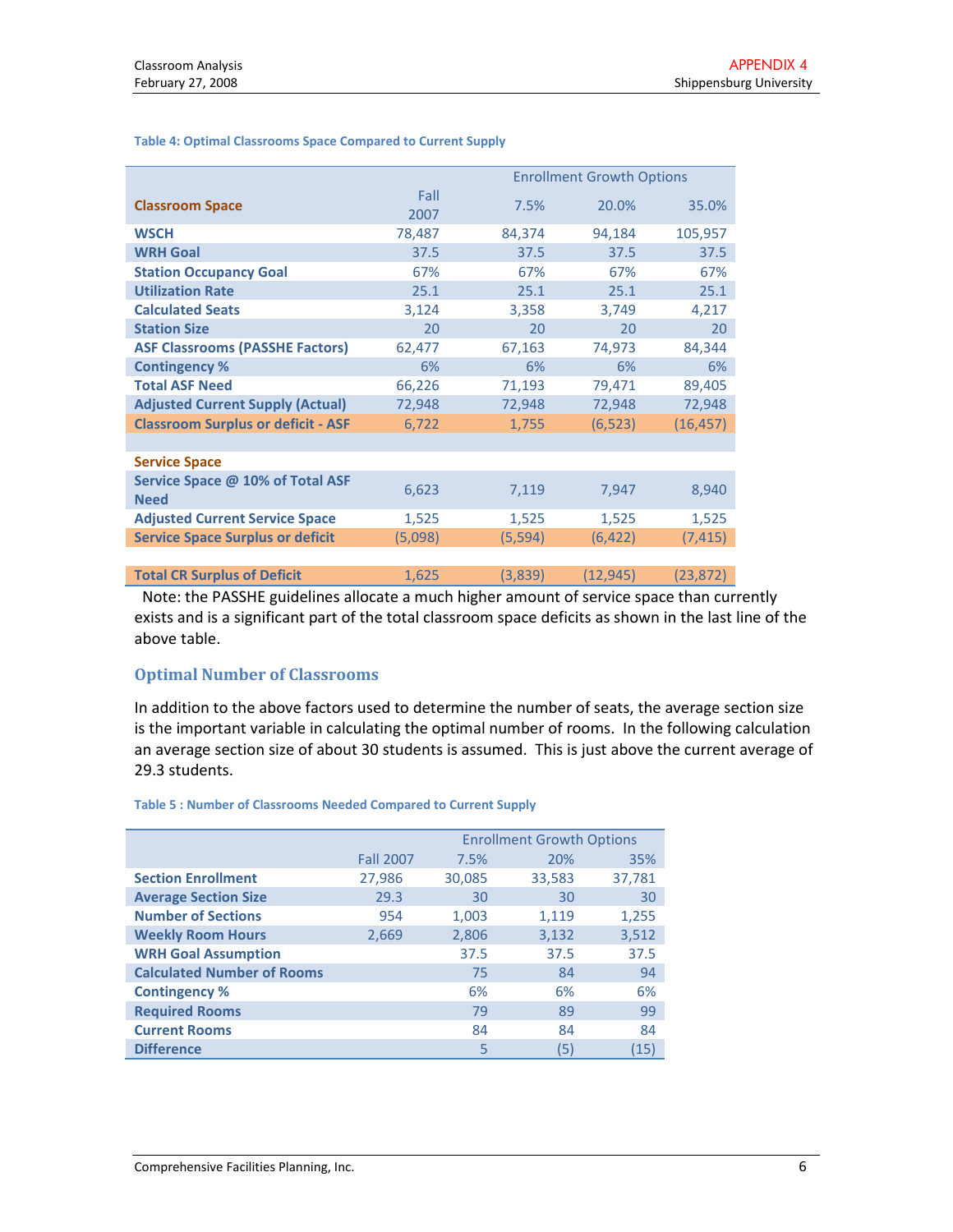**Table 4: Optimal Classrooms Space Compared to Current Supply**

| Classroom Space | Fall 2007 | Enrollment Growth Options 7.5% | 20.0% | 35.0% |
|---|---|---|---|---|
| WSCH | 78,487 | 84,374 | 94,184 | 105,957 |
| WRH Goal | 37.5 | 37.5 | 37.5 | 37.5 |
| Station Occupancy Goal | 67% | 67% | 67% | 67% |
| Utilization Rate | 25.1 | 25.1 | 25.1 | 25.1 |
| Calculated Seats | 3,124 | 3,358 | 3,749 | 4,217 |
| Station Size | 20 | 20 | 20 | 20 |
| ASF Classrooms (PASSHE Factors) | 62,477 | 67,163 | 74,973 | 84,344 |
| Contingency % | 6% | 6% | 6% | 6% |
| Total ASF Need | 66,226 | 71,193 | 79,471 | 89,405 |
| Adjusted Current Supply (Actual) | 72,948 | 72,948 | 72,948 | 72,948 |
| Classroom Surplus or deficit - ASF | 6,722 | 1,755 | (6,523) | (16,457) |
| | | | | |
| **Service Space** | | | | |
| Service Space @ 10% of Total ASF Need | 6,623 | 7,119 | 7,947 | 8,940 |
| Adjusted Current Service Space | 1,525 | 1,525 | 1,525 | 1,525 |
| Service Space Surplus or deficit | (5,098) | (5,594) | (6,422) | (7,415) |
| | | | | |
| Total CR Surplus of Deficit | 1,625 | (3,839) | (12,945) | (23,872) |

Note: the PASSHE guidelines allocate a much higher amount of service space than currently exists and is a significant part of the total classroom space deficits as shown in the last line of the above table.

## Optimal Number of Classrooms

In addition to the above factors used to determine the number of seats, the average section size is the important variable in calculating the optimal number of rooms. In the following calculation an average section size of about 30 students is assumed. This is just above the current average of 29.3 students.

**Table 5 : Number of Classrooms Needed Compared to Current Supply**

| | Fall 2007 | Enrollment Growth Options 7.5% | 20% | 35% |
|---|---|---|---|---|
| Section Enrollment | 27,986 | 30,085 | 33,583 | 37,781 |
| Average Section Size | 29.3 | 30 | 30 | 30 |
| Number of Sections | 954 | 1,003 | 1,119 | 1,255 |
| Weekly Room Hours | 2,669 | 2,806 | 3,132 | 3,512 |
| WRH Goal Assumption | | 37.5 | 37.5 | 37.5 |
| Calculated Number of Rooms | | 75 | 84 | 94 |
| Contingency % | | 6% | 6% | 6% |
| Required Rooms | | 79 | 89 | 99 |
| Current Rooms | | 84 | 84 | 84 |
| Difference | | 5 | (5) | (15) |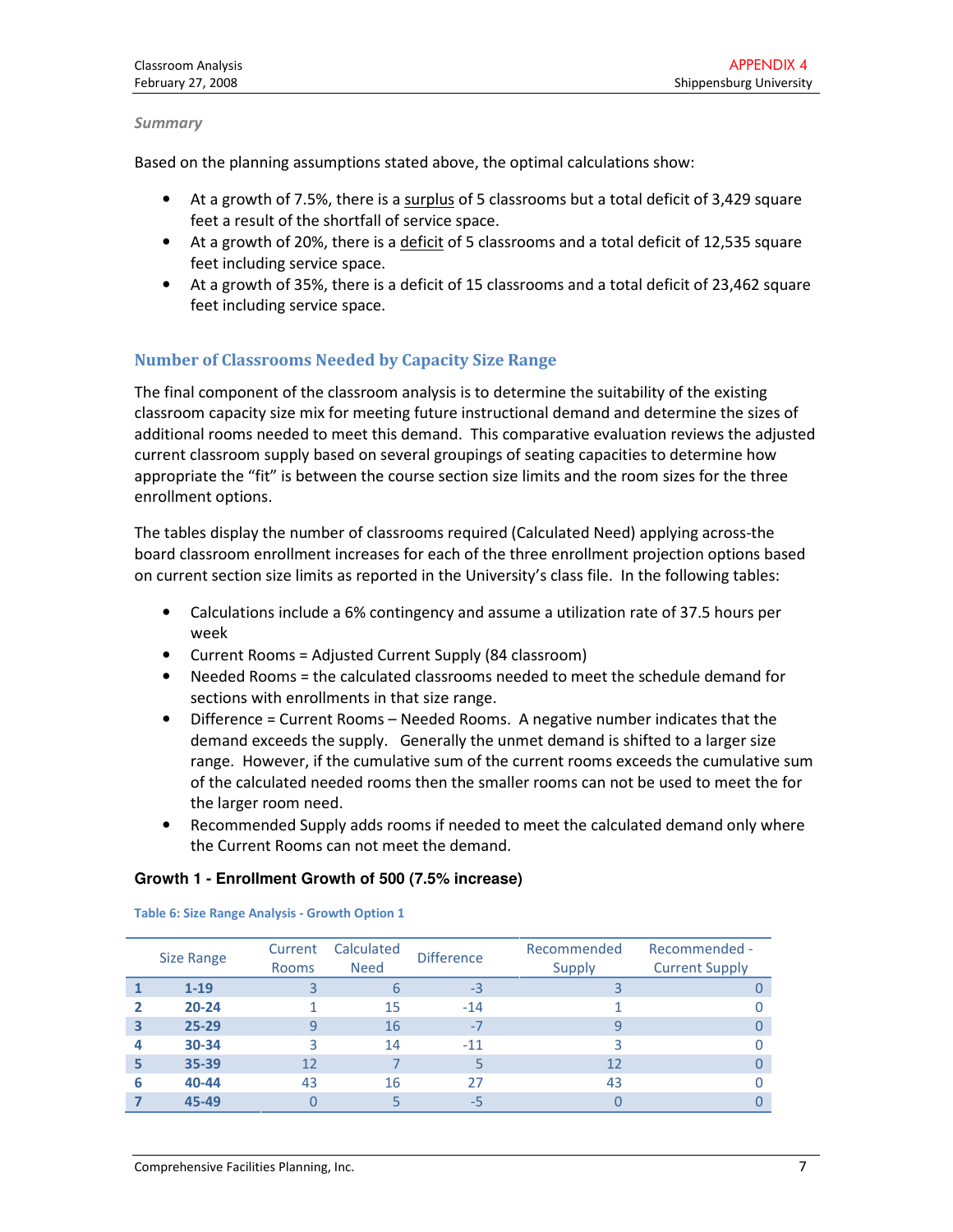*Summary*

Based on the planning assumptions stated above, the optimal calculations show:

- At a growth of 7.5%, there is a surplus of 5 classrooms but a total deficit of 3,429 square feet a result of the shortfall of service space.
- At a growth of 20%, there is a deficit of 5 classrooms and a total deficit of 12,535 square feet including service space.
- At a growth of 35%, there is a deficit of 15 classrooms and a total deficit of 23,462 square feet including service space.

## Number of Classrooms Needed by Capacity Size Range

The final component of the classroom analysis is to determine the suitability of the existing classroom capacity size mix for meeting future instructional demand and determine the sizes of additional rooms needed to meet this demand. This comparative evaluation reviews the adjusted current classroom supply based on several groupings of seating capacities to determine how appropriate the "fit" is between the course section size limits and the room sizes for the three enrollment options.

The tables display the number of classrooms required (Calculated Need) applying across-the board classroom enrollment increases for each of the three enrollment projection options based on current section size limits as reported in the University's class file. In the following tables:

- Calculations include a 6% contingency and assume a utilization rate of 37.5 hours per week
- Current Rooms = Adjusted Current Supply (84 classroom)
- Needed Rooms = the calculated classrooms needed to meet the schedule demand for sections with enrollments in that size range.
- Difference = Current Rooms – Needed Rooms. A negative number indicates that the demand exceeds the supply. Generally the unmet demand is shifted to a larger size range. However, if the cumulative sum of the current rooms exceeds the cumulative sum of the calculated needed rooms then the smaller rooms can not be used to meet the for the larger room need.
- Recommended Supply adds rooms if needed to meet the calculated demand only where the Current Rooms can not meet the demand.

### Growth 1 - Enrollment Growth of 500 (7.5% increase)

Table 6: Size Range Analysis - Growth Option 1

| | Size Range | Current Rooms | Calculated Need | Difference | Recommended Supply | Recommended - Current Supply |
|---|---|---|---|---|---|---|
| 1 | 1-19 | 3 | 6 | -3 | 3 | 0 |
| 2 | 20-24 | 1 | 15 | -14 | 1 | 0 |
| 3 | 25-29 | 9 | 16 | -7 | 9 | 0 |
| 4 | 30-34 | 3 | 14 | -11 | 3 | 0 |
| 5 | 35-39 | 12 | 7 | 5 | 12 | 0 |
| 6 | 40-44 | 43 | 16 | 27 | 43 | 0 |
| 7 | 45-49 | 0 | 5 | -5 | 0 | 0 |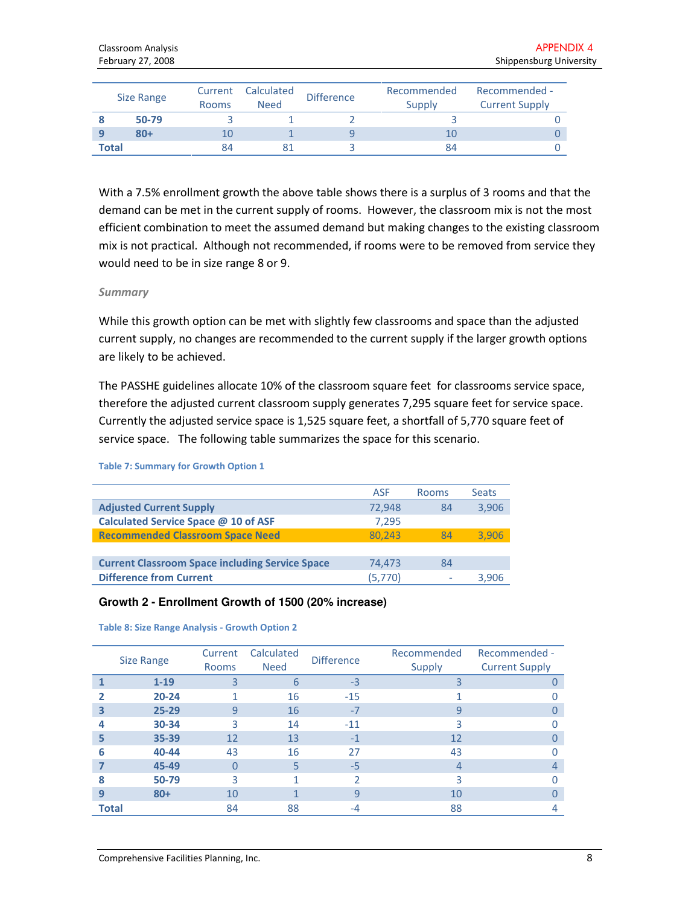| | Size Range | Current Rooms | Calculated Need | Difference | Recommended Supply | Recommended - Current Supply |
|---|---|---|---|---|---|---|
| 8 | 50-79 | 3 | 1 | 2 | 3 | 0 |
| 9 | 80+ | 10 | 1 | 9 | 10 | 0 |
| Total | | 84 | 81 | 3 | 84 | 0 |

With a 7.5% enrollment growth the above table shows there is a surplus of 3 rooms and that the demand can be met in the current supply of rooms. However, the classroom mix is not the most efficient combination to meet the assumed demand but making changes to the existing classroom mix is not practical. Although not recommended, if rooms were to be removed from service they would need to be in size range 8 or 9.

*Summary*

While this growth option can be met with slightly few classrooms and space than the adjusted current supply, no changes are recommended to the current supply if the larger growth options are likely to be achieved.

The PASSHE guidelines allocate 10% of the classroom square feet for classrooms service space, therefore the adjusted current classroom supply generates 7,295 square feet for service space. Currently the adjusted service space is 1,525 square feet, a shortfall of 5,770 square feet of service space. The following table summarizes the space for this scenario.

**Table 7: Summary for Growth Option 1**

| | ASF | Rooms | Seats |
|---|---|---|---|
| **Adjusted Current Supply** | 72,948 | 84 | 3,906 |
| **Calculated Service Space @ 10 of ASF** | 7,295 | | |
| **Recommended Classroom Space Need** | 80,243 | 84 | 3,906 |
| | | | |
| **Current Classroom Space including Service Space** | 74,473 | 84 | |
| **Difference from Current** | (5,770) | - | 3,906 |

### Growth 2 - Enrollment Growth of 1500 (20% increase)

**Table 8: Size Range Analysis - Growth Option 2**

| | Size Range | Current Rooms | Calculated Need | Difference | Recommended Supply | Recommended - Current Supply |
|---|---|---|---|---|---|---|
| 1 | 1-19 | 3 | 6 | -3 | 3 | 0 |
| 2 | 20-24 | 1 | 16 | -15 | 1 | 0 |
| 3 | 25-29 | 9 | 16 | -7 | 9 | 0 |
| 4 | 30-34 | 3 | 14 | -11 | 3 | 0 |
| 5 | 35-39 | 12 | 13 | -1 | 12 | 0 |
| 6 | 40-44 | 43 | 16 | 27 | 43 | 0 |
| 7 | 45-49 | 0 | 5 | -5 | 4 | 4 |
| 8 | 50-79 | 3 | 1 | 2 | 3 | 0 |
| 9 | 80+ | 10 | 1 | 9 | 10 | 0 |
| Total | | 84 | 88 | -4 | 88 | 4 |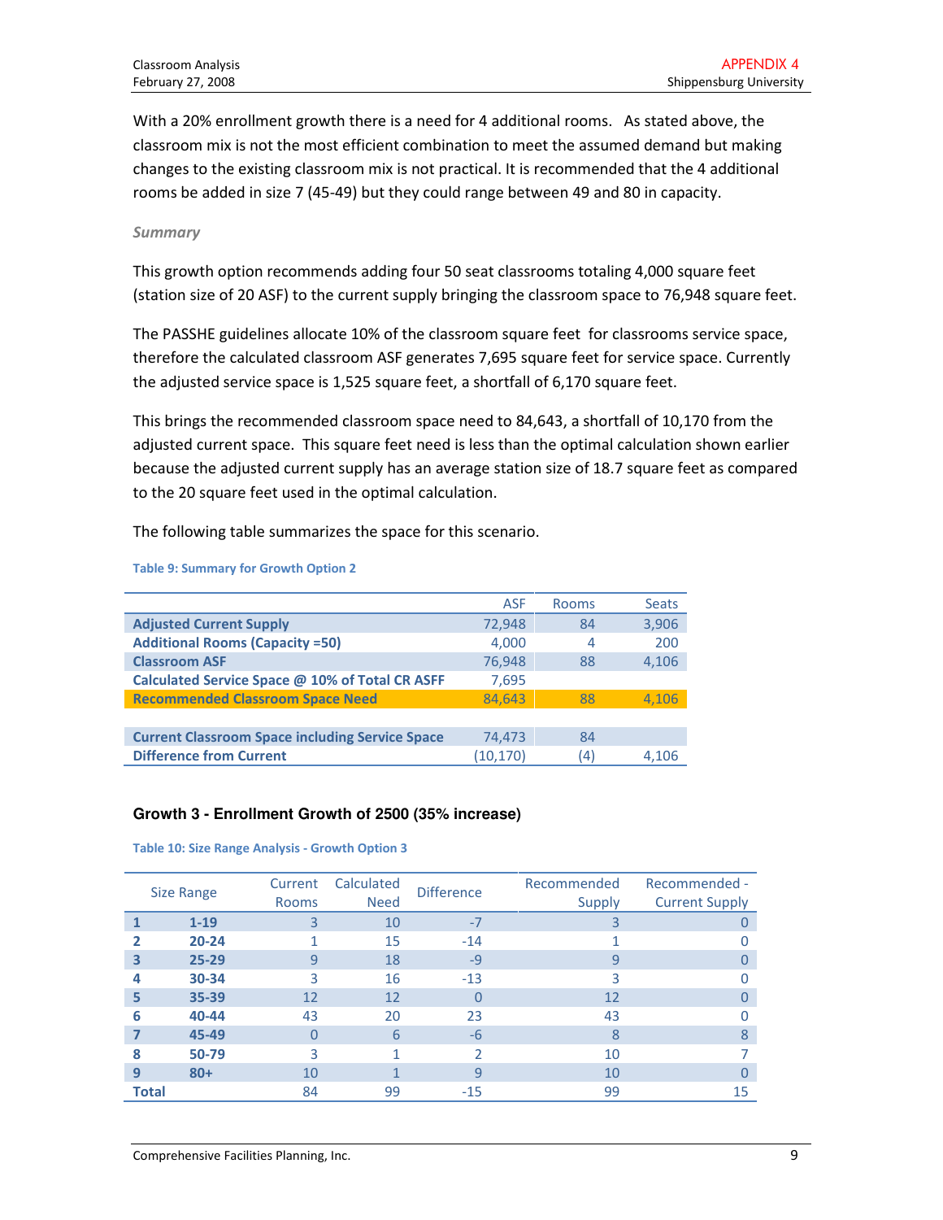With a 20% enrollment growth there is a need for 4 additional rooms. As stated above, the classroom mix is not the most efficient combination to meet the assumed demand but making changes to the existing classroom mix is not practical. It is recommended that the 4 additional rooms be added in size 7 (45-49) but they could range between 49 and 80 in capacity.

*Summary*

This growth option recommends adding four 50 seat classrooms totaling 4,000 square feet (station size of 20 ASF) to the current supply bringing the classroom space to 76,948 square feet.

The PASSHE guidelines allocate 10% of the classroom square feet for classrooms service space, therefore the calculated classroom ASF generates 7,695 square feet for service space. Currently the adjusted service space is 1,525 square feet, a shortfall of 6,170 square feet.

This brings the recommended classroom space need to 84,643, a shortfall of 10,170 from the adjusted current space. This square feet need is less than the optimal calculation shown earlier because the adjusted current supply has an average station size of 18.7 square feet as compared to the 20 square feet used in the optimal calculation.

The following table summarizes the space for this scenario.

**Table 9: Summary for Growth Option 2**

| | ASF | Rooms | Seats |
|---|---|---|---|
| **Adjusted Current Supply** | 72,948 | 84 | 3,906 |
| **Additional Rooms (Capacity =50)** | 4,000 | 4 | 200 |
| **Classroom ASF** | 76,948 | 88 | 4,106 |
| **Calculated Service Space @ 10% of Total CR ASFF** | 7,695 | | |
| **Recommended Classroom Space Need** | 84,643 | 88 | 4,106 |
| | | | |
| **Current Classroom Space including Service Space** | 74,473 | 84 | |
| **Difference from Current** | (10,170) | (4) | 4,106 |

### Growth 3 - Enrollment Growth of 2500 (35% increase)

**Table 10: Size Range Analysis - Growth Option 3**

| Size Range | | Current Rooms | Calculated Need | Difference | Recommended Supply | Recommended - Current Supply |
|---|---|---|---|---|---|---|
| 1 | 1-19 | 3 | 10 | -7 | 3 | 0 |
| 2 | 20-24 | 1 | 15 | -14 | 1 | 0 |
| 3 | 25-29 | 9 | 18 | -9 | 9 | 0 |
| 4 | 30-34 | 3 | 16 | -13 | 3 | 0 |
| 5 | 35-39 | 12 | 12 | 0 | 12 | 0 |
| 6 | 40-44 | 43 | 20 | 23 | 43 | 0 |
| 7 | 45-49 | 0 | 6 | -6 | 8 | 8 |
| 8 | 50-79 | 3 | 1 | 2 | 10 | 7 |
| 9 | 80+ | 10 | 1 | 9 | 10 | 0 |
| **Total** | | 84 | 99 | -15 | 99 | 15 |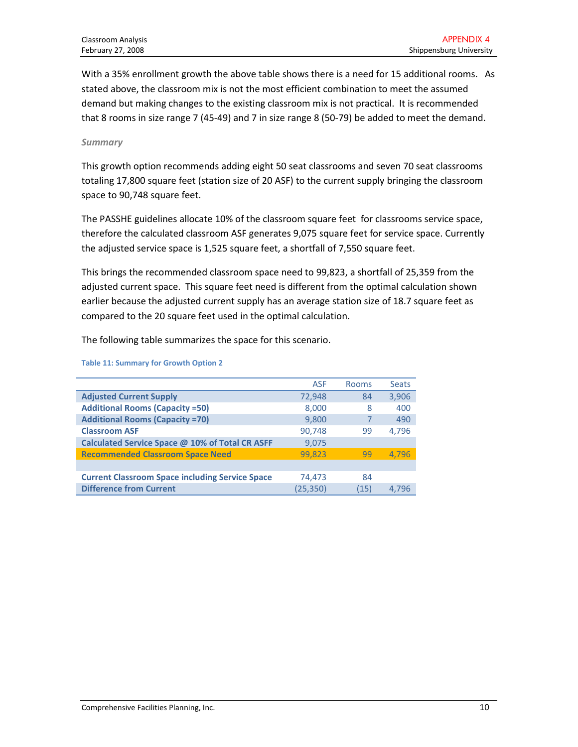With a 35% enrollment growth the above table shows there is a need for 15 additional rooms. As stated above, the classroom mix is not the most efficient combination to meet the assumed demand but making changes to the existing classroom mix is not practical. It is recommended that 8 rooms in size range 7 (45-49) and 7 in size range 8 (50-79) be added to meet the demand.

*Summary*

This growth option recommends adding eight 50 seat classrooms and seven 70 seat classrooms totaling 17,800 square feet (station size of 20 ASF) to the current supply bringing the classroom space to 90,748 square feet.

The PASSHE guidelines allocate 10% of the classroom square feet for classrooms service space, therefore the calculated classroom ASF generates 9,075 square feet for service space. Currently the adjusted service space is 1,525 square feet, a shortfall of 7,550 square feet.

This brings the recommended classroom space need to 99,823, a shortfall of 25,359 from the adjusted current space. This square feet need is different from the optimal calculation shown earlier because the adjusted current supply has an average station size of 18.7 square feet as compared to the 20 square feet used in the optimal calculation.

The following table summarizes the space for this scenario.

**Table 11: Summary for Growth Option 2**

| | ASF | Rooms | Seats |
|---|---|---|---|
| **Adjusted Current Supply** | 72,948 | 84 | 3,906 |
| **Additional Rooms (Capacity =50)** | 8,000 | 8 | 400 |
| **Additional Rooms (Capacity =70)** | 9,800 | 7 | 490 |
| **Classroom ASF** | 90,748 | 99 | 4,796 |
| **Calculated Service Space @ 10% of Total CR ASFF** | 9,075 | | |
| **Recommended Classroom Space Need** | 99,823 | 99 | 4,796 |
| | | | |
| **Current Classroom Space including Service Space** | 74,473 | 84 | |
| **Difference from Current** | (25,350) | (15) | 4,796 |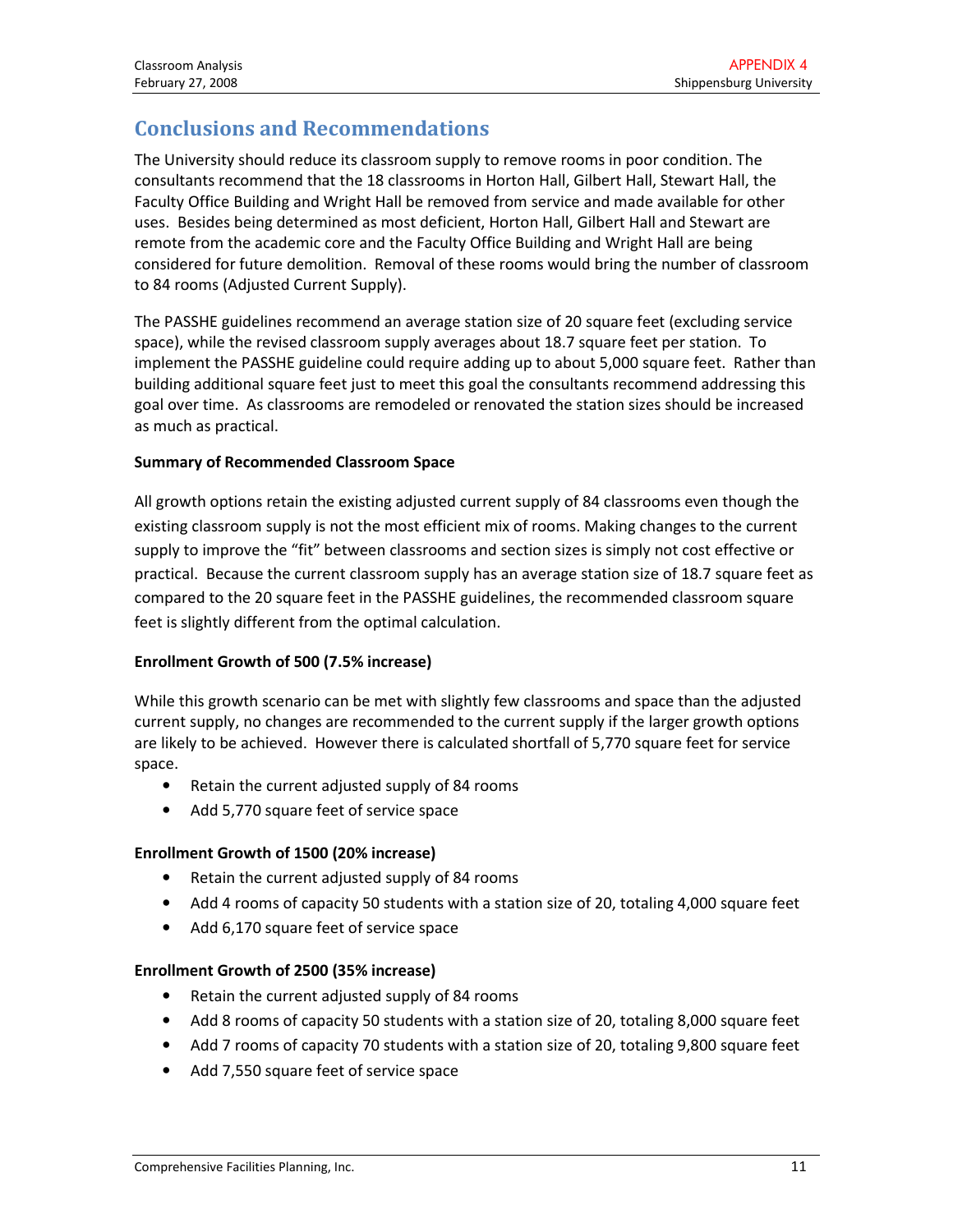## Conclusions and Recommendations

The University should reduce its classroom supply to remove rooms in poor condition. The consultants recommend that the 18 classrooms in Horton Hall, Gilbert Hall, Stewart Hall, the Faculty Office Building and Wright Hall be removed from service and made available for other uses. Besides being determined as most deficient, Horton Hall, Gilbert Hall and Stewart are remote from the academic core and the Faculty Office Building and Wright Hall are being considered for future demolition. Removal of these rooms would bring the number of classroom to 84 rooms (Adjusted Current Supply).

The PASSHE guidelines recommend an average station size of 20 square feet (excluding service space), while the revised classroom supply averages about 18.7 square feet per station. To implement the PASSHE guideline could require adding up to about 5,000 square feet. Rather than building additional square feet just to meet this goal the consultants recommend addressing this goal over time. As classrooms are remodeled or renovated the station sizes should be increased as much as practical.

**Summary of Recommended Classroom Space**

All growth options retain the existing adjusted current supply of 84 classrooms even though the existing classroom supply is not the most efficient mix of rooms. Making changes to the current supply to improve the "fit" between classrooms and section sizes is simply not cost effective or practical. Because the current classroom supply has an average station size of 18.7 square feet as compared to the 20 square feet in the PASSHE guidelines, the recommended classroom square feet is slightly different from the optimal calculation.

**Enrollment Growth of 500 (7.5% increase)**

While this growth scenario can be met with slightly few classrooms and space than the adjusted current supply, no changes are recommended to the current supply if the larger growth options are likely to be achieved. However there is calculated shortfall of 5,770 square feet for service space.

- Retain the current adjusted supply of 84 rooms
- Add 5,770 square feet of service space

**Enrollment Growth of 1500 (20% increase)**

- Retain the current adjusted supply of 84 rooms
- Add 4 rooms of capacity 50 students with a station size of 20, totaling 4,000 square feet
- Add 6,170 square feet of service space

**Enrollment Growth of 2500 (35% increase)**

- Retain the current adjusted supply of 84 rooms
- Add 8 rooms of capacity 50 students with a station size of 20, totaling 8,000 square feet
- Add 7 rooms of capacity 70 students with a station size of 20, totaling 9,800 square feet
- Add 7,550 square feet of service space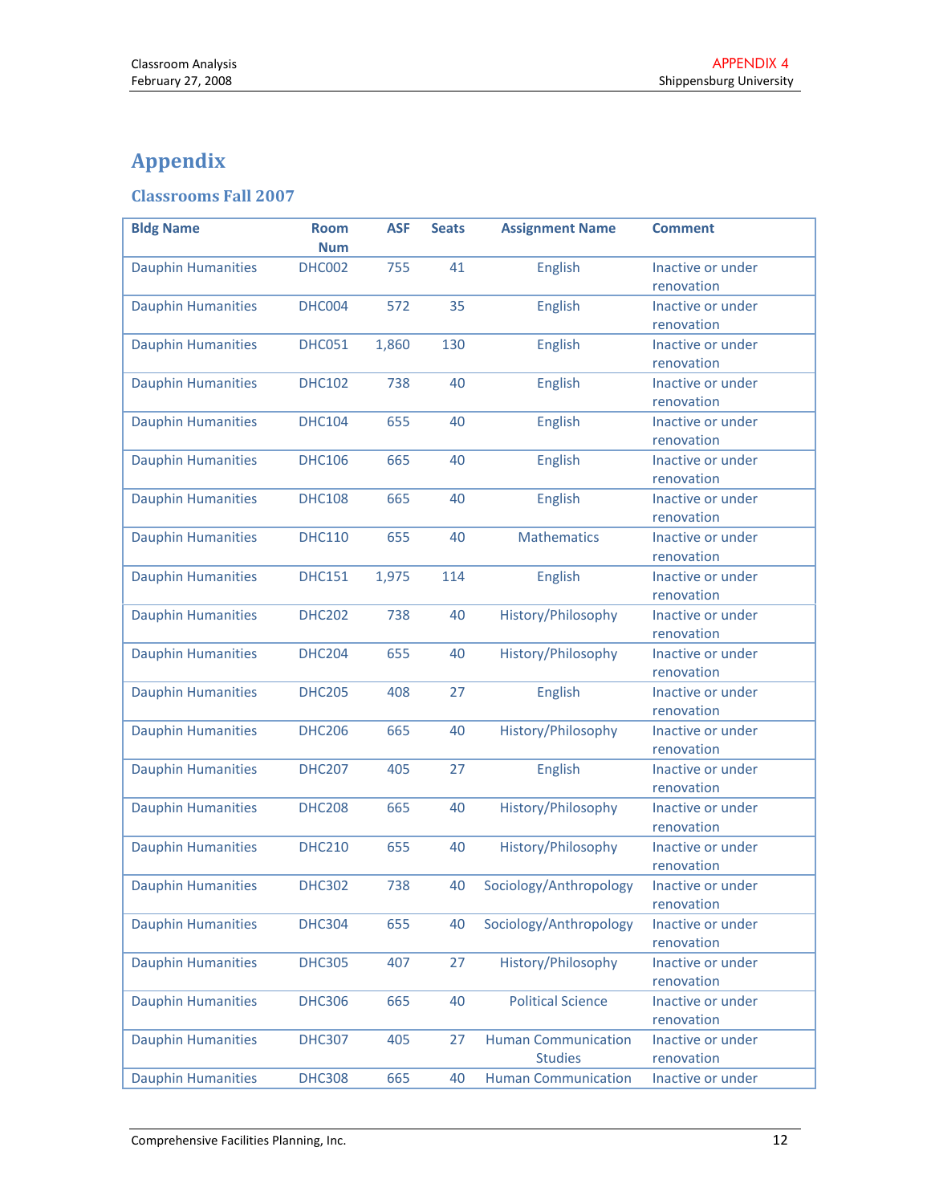# Appendix

## Classrooms Fall 2007

| Bldg Name | Room Num | ASF | Seats | Assignment Name | Comment |
|---|---|---|---|---|---|
| Dauphin Humanities | DHC002 | 755 | 41 | English | Inactive or under renovation |
| Dauphin Humanities | DHC004 | 572 | 35 | English | Inactive or under renovation |
| Dauphin Humanities | DHC051 | 1,860 | 130 | English | Inactive or under renovation |
| Dauphin Humanities | DHC102 | 738 | 40 | English | Inactive or under renovation |
| Dauphin Humanities | DHC104 | 655 | 40 | English | Inactive or under renovation |
| Dauphin Humanities | DHC106 | 665 | 40 | English | Inactive or under renovation |
| Dauphin Humanities | DHC108 | 665 | 40 | English | Inactive or under renovation |
| Dauphin Humanities | DHC110 | 655 | 40 | Mathematics | Inactive or under renovation |
| Dauphin Humanities | DHC151 | 1,975 | 114 | English | Inactive or under renovation |
| Dauphin Humanities | DHC202 | 738 | 40 | History/Philosophy | Inactive or under renovation |
| Dauphin Humanities | DHC204 | 655 | 40 | History/Philosophy | Inactive or under renovation |
| Dauphin Humanities | DHC205 | 408 | 27 | English | Inactive or under renovation |
| Dauphin Humanities | DHC206 | 665 | 40 | History/Philosophy | Inactive or under renovation |
| Dauphin Humanities | DHC207 | 405 | 27 | English | Inactive or under renovation |
| Dauphin Humanities | DHC208 | 665 | 40 | History/Philosophy | Inactive or under renovation |
| Dauphin Humanities | DHC210 | 655 | 40 | History/Philosophy | Inactive or under renovation |
| Dauphin Humanities | DHC302 | 738 | 40 | Sociology/Anthropology | Inactive or under renovation |
| Dauphin Humanities | DHC304 | 655 | 40 | Sociology/Anthropology | Inactive or under renovation |
| Dauphin Humanities | DHC305 | 407 | 27 | History/Philosophy | Inactive or under renovation |
| Dauphin Humanities | DHC306 | 665 | 40 | Political Science | Inactive or under renovation |
| Dauphin Humanities | DHC307 | 405 | 27 | Human Communication Studies | Inactive or under renovation |
| Dauphin Humanities | DHC308 | 665 | 40 | Human Communication | Inactive or under |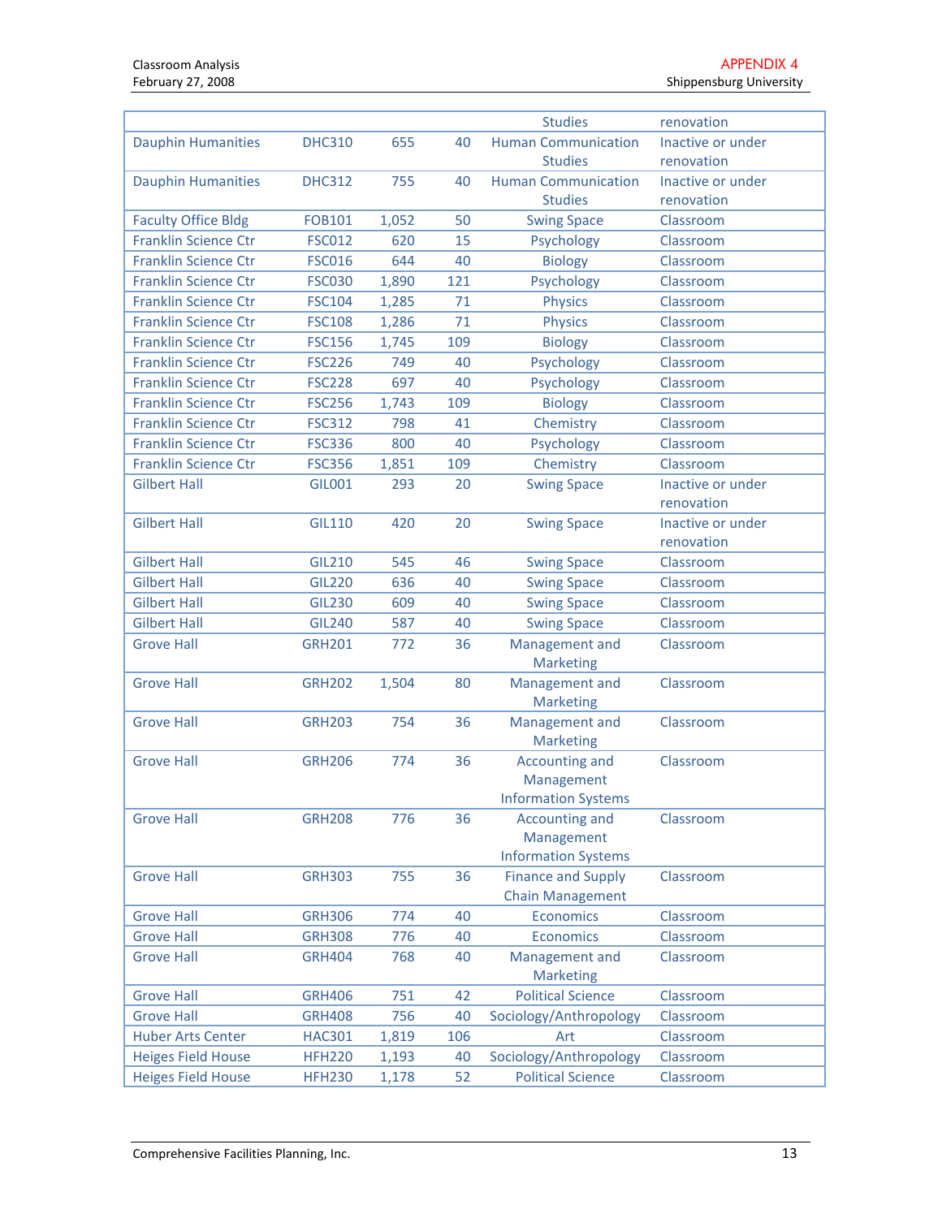| | | | | | |
|---|---|---|---|---|---|
| | | | | Studies | renovation |
| Dauphin Humanities | DHC310 | 655 | 40 | Human Communication Studies | Inactive or under renovation |
| Dauphin Humanities | DHC312 | 755 | 40 | Human Communication Studies | Inactive or under renovation |
| Faculty Office Bldg | FOB101 | 1,052 | 50 | Swing Space | Classroom |
| Franklin Science Ctr | FSC012 | 620 | 15 | Psychology | Classroom |
| Franklin Science Ctr | FSC016 | 644 | 40 | Biology | Classroom |
| Franklin Science Ctr | FSC030 | 1,890 | 121 | Psychology | Classroom |
| Franklin Science Ctr | FSC104 | 1,285 | 71 | Physics | Classroom |
| Franklin Science Ctr | FSC108 | 1,286 | 71 | Physics | Classroom |
| Franklin Science Ctr | FSC156 | 1,745 | 109 | Biology | Classroom |
| Franklin Science Ctr | FSC226 | 749 | 40 | Psychology | Classroom |
| Franklin Science Ctr | FSC228 | 697 | 40 | Psychology | Classroom |
| Franklin Science Ctr | FSC256 | 1,743 | 109 | Biology | Classroom |
| Franklin Science Ctr | FSC312 | 798 | 41 | Chemistry | Classroom |
| Franklin Science Ctr | FSC336 | 800 | 40 | Psychology | Classroom |
| Franklin Science Ctr | FSC356 | 1,851 | 109 | Chemistry | Classroom |
| Gilbert Hall | GIL001 | 293 | 20 | Swing Space | Inactive or under renovation |
| Gilbert Hall | GIL110 | 420 | 20 | Swing Space | Inactive or under renovation |
| Gilbert Hall | GIL210 | 545 | 46 | Swing Space | Classroom |
| Gilbert Hall | GIL220 | 636 | 40 | Swing Space | Classroom |
| Gilbert Hall | GIL230 | 609 | 40 | Swing Space | Classroom |
| Gilbert Hall | GIL240 | 587 | 40 | Swing Space | Classroom |
| Grove Hall | GRH201 | 772 | 36 | Management and Marketing | Classroom |
| Grove Hall | GRH202 | 1,504 | 80 | Management and Marketing | Classroom |
| Grove Hall | GRH203 | 754 | 36 | Management and Marketing | Classroom |
| Grove Hall | GRH206 | 774 | 36 | Accounting and Management Information Systems | Classroom |
| Grove Hall | GRH208 | 776 | 36 | Accounting and Management Information Systems | Classroom |
| Grove Hall | GRH303 | 755 | 36 | Finance and Supply Chain Management | Classroom |
| Grove Hall | GRH306 | 774 | 40 | Economics | Classroom |
| Grove Hall | GRH308 | 776 | 40 | Economics | Classroom |
| Grove Hall | GRH404 | 768 | 40 | Management and Marketing | Classroom |
| Grove Hall | GRH406 | 751 | 42 | Political Science | Classroom |
| Grove Hall | GRH408 | 756 | 40 | Sociology/Anthropology | Classroom |
| Huber Arts Center | HAC301 | 1,819 | 106 | Art | Classroom |
| Heiges Field House | HFH220 | 1,193 | 40 | Sociology/Anthropology | Classroom |
| Heiges Field House | HFH230 | 1,178 | 52 | Political Science | Classroom |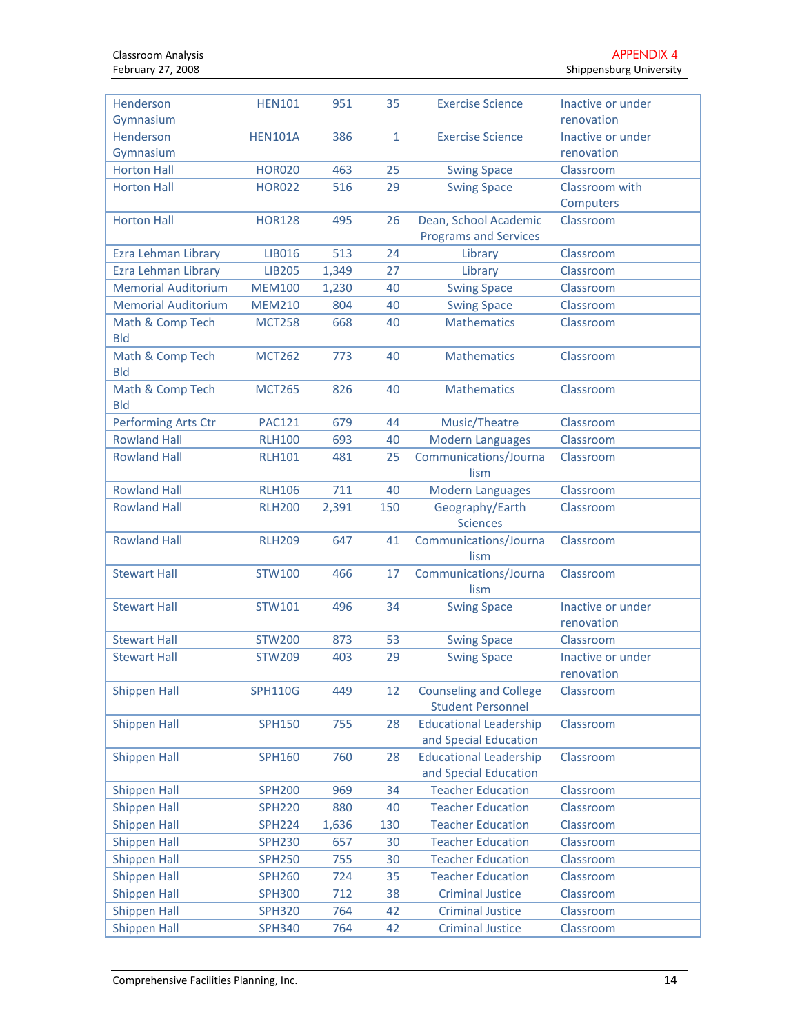| | | | | | |
|---|---|---|---|---|---|
| Henderson Gymnasium | HEN101 | 951 | 35 | Exercise Science | Inactive or under renovation |
| Henderson Gymnasium | HEN101A | 386 | 1 | Exercise Science | Inactive or under renovation |
| Horton Hall | HOR020 | 463 | 25 | Swing Space | Classroom |
| Horton Hall | HOR022 | 516 | 29 | Swing Space | Classroom with Computers |
| Horton Hall | HOR128 | 495 | 26 | Dean, School Academic Programs and Services | Classroom |
| Ezra Lehman Library | LIB016 | 513 | 24 | Library | Classroom |
| Ezra Lehman Library | LIB205 | 1,349 | 27 | Library | Classroom |
| Memorial Auditorium | MEM100 | 1,230 | 40 | Swing Space | Classroom |
| Memorial Auditorium | MEM210 | 804 | 40 | Swing Space | Classroom |
| Math & Comp Tech Bld | MCT258 | 668 | 40 | Mathematics | Classroom |
| Math & Comp Tech Bld | MCT262 | 773 | 40 | Mathematics | Classroom |
| Math & Comp Tech Bld | MCT265 | 826 | 40 | Mathematics | Classroom |
| Performing Arts Ctr | PAC121 | 679 | 44 | Music/Theatre | Classroom |
| Rowland Hall | RLH100 | 693 | 40 | Modern Languages | Classroom |
| Rowland Hall | RLH101 | 481 | 25 | Communications/Journalism | Classroom |
| Rowland Hall | RLH106 | 711 | 40 | Modern Languages | Classroom |
| Rowland Hall | RLH200 | 2,391 | 150 | Geography/Earth Sciences | Classroom |
| Rowland Hall | RLH209 | 647 | 41 | Communications/Journalism | Classroom |
| Stewart Hall | STW100 | 466 | 17 | Communications/Journalism | Classroom |
| Stewart Hall | STW101 | 496 | 34 | Swing Space | Inactive or under renovation |
| Stewart Hall | STW200 | 873 | 53 | Swing Space | Classroom |
| Stewart Hall | STW209 | 403 | 29 | Swing Space | Inactive or under renovation |
| Shippen Hall | SPH110G | 449 | 12 | Counseling and College Student Personnel | Classroom |
| Shippen Hall | SPH150 | 755 | 28 | Educational Leadership and Special Education | Classroom |
| Shippen Hall | SPH160 | 760 | 28 | Educational Leadership and Special Education | Classroom |
| Shippen Hall | SPH200 | 969 | 34 | Teacher Education | Classroom |
| Shippen Hall | SPH220 | 880 | 40 | Teacher Education | Classroom |
| Shippen Hall | SPH224 | 1,636 | 130 | Teacher Education | Classroom |
| Shippen Hall | SPH230 | 657 | 30 | Teacher Education | Classroom |
| Shippen Hall | SPH250 | 755 | 30 | Teacher Education | Classroom |
| Shippen Hall | SPH260 | 724 | 35 | Teacher Education | Classroom |
| Shippen Hall | SPH300 | 712 | 38 | Criminal Justice | Classroom |
| Shippen Hall | SPH320 | 764 | 42 | Criminal Justice | Classroom |
| Shippen Hall | SPH340 | 764 | 42 | Criminal Justice | Classroom |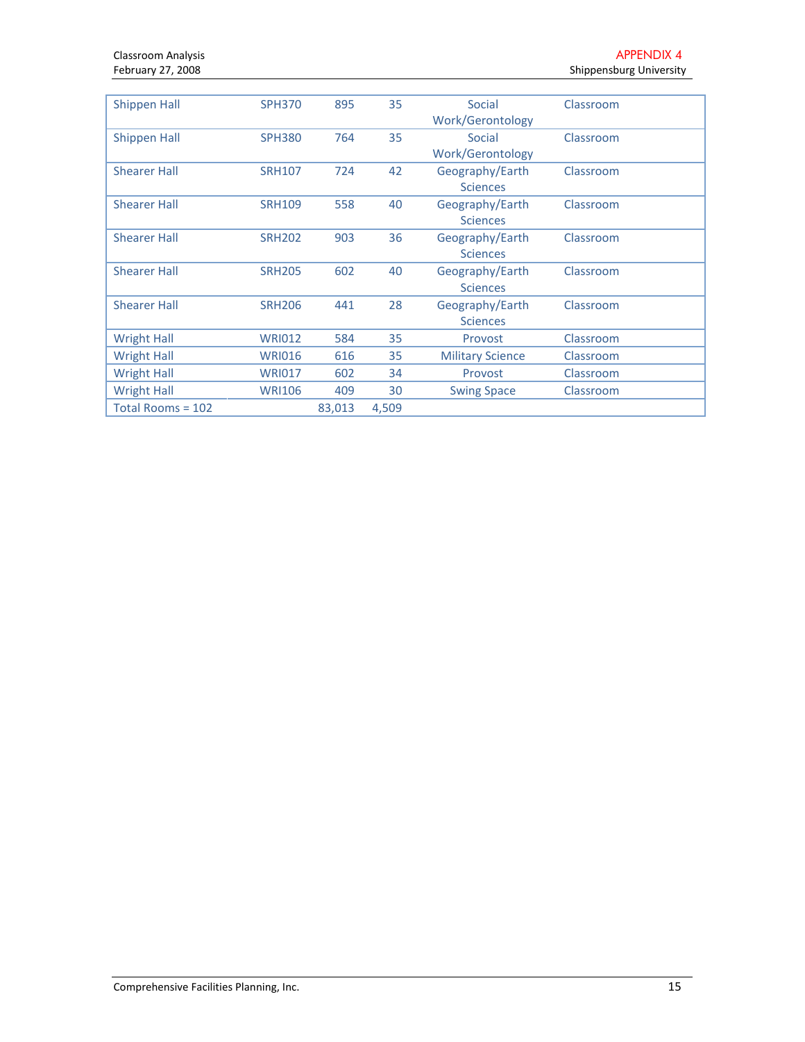| Shippen Hall | SPH370 | 895 | 35 | Social Work/Gerontology | Classroom |
|---|---|---|---|---|---|
| Shippen Hall | SPH380 | 764 | 35 | Social Work/Gerontology | Classroom |
| Shearer Hall | SRH107 | 724 | 42 | Geography/Earth Sciences | Classroom |
| Shearer Hall | SRH109 | 558 | 40 | Geography/Earth Sciences | Classroom |
| Shearer Hall | SRH202 | 903 | 36 | Geography/Earth Sciences | Classroom |
| Shearer Hall | SRH205 | 602 | 40 | Geography/Earth Sciences | Classroom |
| Shearer Hall | SRH206 | 441 | 28 | Geography/Earth Sciences | Classroom |
| Wright Hall | WRI012 | 584 | 35 | Provost | Classroom |
| Wright Hall | WRI016 | 616 | 35 | Military Science | Classroom |
| Wright Hall | WRI017 | 602 | 34 | Provost | Classroom |
| Wright Hall | WRI106 | 409 | 30 | Swing Space | Classroom |
| Total Rooms = 102 | | 83,013 | 4,509 | | |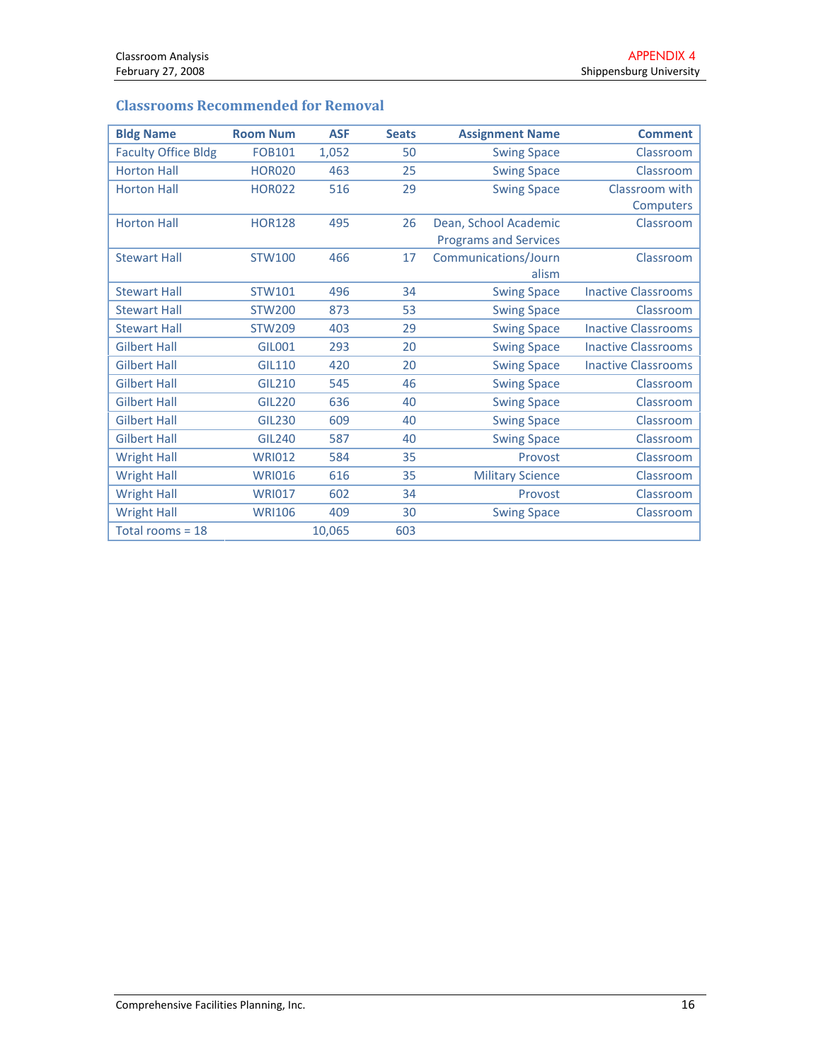## Classrooms Recommended for Removal

| Bldg Name | Room Num | ASF | Seats | Assignment Name | Comment |
|---|---|---|---|---|---|
| Faculty Office Bldg | FOB101 | 1,052 | 50 | Swing Space | Classroom |
| Horton Hall | HOR020 | 463 | 25 | Swing Space | Classroom |
| Horton Hall | HOR022 | 516 | 29 | Swing Space | Classroom with Computers |
| Horton Hall | HOR128 | 495 | 26 | Dean, School Academic Programs and Services | Classroom |
| Stewart Hall | STW100 | 466 | 17 | Communications/Journalism | Classroom |
| Stewart Hall | STW101 | 496 | 34 | Swing Space | Inactive Classrooms |
| Stewart Hall | STW200 | 873 | 53 | Swing Space | Classroom |
| Stewart Hall | STW209 | 403 | 29 | Swing Space | Inactive Classrooms |
| Gilbert Hall | GIL001 | 293 | 20 | Swing Space | Inactive Classrooms |
| Gilbert Hall | GIL110 | 420 | 20 | Swing Space | Inactive Classrooms |
| Gilbert Hall | GIL210 | 545 | 46 | Swing Space | Classroom |
| Gilbert Hall | GIL220 | 636 | 40 | Swing Space | Classroom |
| Gilbert Hall | GIL230 | 609 | 40 | Swing Space | Classroom |
| Gilbert Hall | GIL240 | 587 | 40 | Swing Space | Classroom |
| Wright Hall | WRI012 | 584 | 35 | Provost | Classroom |
| Wright Hall | WRI016 | 616 | 35 | Military Science | Classroom |
| Wright Hall | WRI017 | 602 | 34 | Provost | Classroom |
| Wright Hall | WRI106 | 409 | 30 | Swing Space | Classroom |
| Total rooms = 18 | | 10,065 | 603 | | |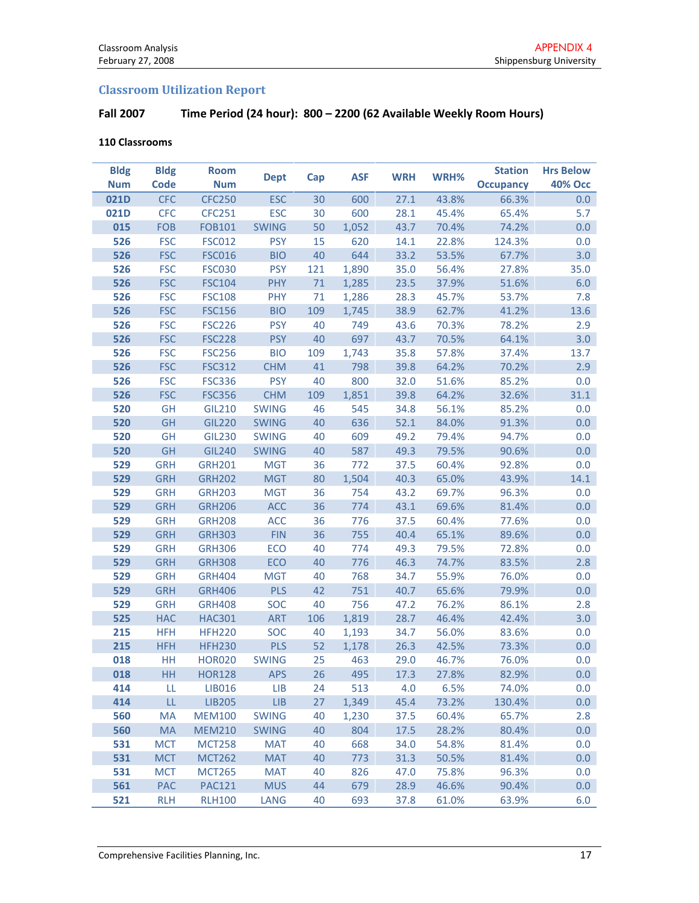## Classroom Utilization Report

**Fall 2007 Time Period (24 hour): 800 – 2200 (62 Available Weekly Room Hours)**

**110 Classrooms**

| Bldg Num | Bldg Code | Room Num | Dept | Cap | ASF | WRH | WRH% | Station Occupancy | Hrs Below 40% Occ |
|---|---|---|---|---|---|---|---|---|---|
| 021D | CFC | CFC250 | ESC | 30 | 600 | 27.1 | 43.8% | 66.3% | 0.0 |
| 021D | CFC | CFC251 | ESC | 30 | 600 | 28.1 | 45.4% | 65.4% | 5.7 |
| 015 | FOB | FOB101 | SWING | 50 | 1,052 | 43.7 | 70.4% | 74.2% | 0.0 |
| 526 | FSC | FSC012 | PSY | 15 | 620 | 14.1 | 22.8% | 124.3% | 0.0 |
| 526 | FSC | FSC016 | BIO | 40 | 644 | 33.2 | 53.5% | 67.7% | 3.0 |
| 526 | FSC | FSC030 | PSY | 121 | 1,890 | 35.0 | 56.4% | 27.8% | 35.0 |
| 526 | FSC | FSC104 | PHY | 71 | 1,285 | 23.5 | 37.9% | 51.6% | 6.0 |
| 526 | FSC | FSC108 | PHY | 71 | 1,286 | 28.3 | 45.7% | 53.7% | 7.8 |
| 526 | FSC | FSC156 | BIO | 109 | 1,745 | 38.9 | 62.7% | 41.2% | 13.6 |
| 526 | FSC | FSC226 | PSY | 40 | 749 | 43.6 | 70.3% | 78.2% | 2.9 |
| 526 | FSC | FSC228 | PSY | 40 | 697 | 43.7 | 70.5% | 64.1% | 3.0 |
| 526 | FSC | FSC256 | BIO | 109 | 1,743 | 35.8 | 57.8% | 37.4% | 13.7 |
| 526 | FSC | FSC312 | CHM | 41 | 798 | 39.8 | 64.2% | 70.2% | 2.9 |
| 526 | FSC | FSC336 | PSY | 40 | 800 | 32.0 | 51.6% | 85.2% | 0.0 |
| 526 | FSC | FSC356 | CHM | 109 | 1,851 | 39.8 | 64.2% | 32.6% | 31.1 |
| 520 | GH | GIL210 | SWING | 46 | 545 | 34.8 | 56.1% | 85.2% | 0.0 |
| 520 | GH | GIL220 | SWING | 40 | 636 | 52.1 | 84.0% | 91.3% | 0.0 |
| 520 | GH | GIL230 | SWING | 40 | 609 | 49.2 | 79.4% | 94.7% | 0.0 |
| 520 | GH | GIL240 | SWING | 40 | 587 | 49.3 | 79.5% | 90.6% | 0.0 |
| 529 | GRH | GRH201 | MGT | 36 | 772 | 37.5 | 60.4% | 92.8% | 0.0 |
| 529 | GRH | GRH202 | MGT | 80 | 1,504 | 40.3 | 65.0% | 43.9% | 14.1 |
| 529 | GRH | GRH203 | MGT | 36 | 754 | 43.2 | 69.7% | 96.3% | 0.0 |
| 529 | GRH | GRH206 | ACC | 36 | 774 | 43.1 | 69.6% | 81.4% | 0.0 |
| 529 | GRH | GRH208 | ACC | 36 | 776 | 37.5 | 60.4% | 77.6% | 0.0 |
| 529 | GRH | GRH303 | FIN | 36 | 755 | 40.4 | 65.1% | 89.6% | 0.0 |
| 529 | GRH | GRH306 | ECO | 40 | 774 | 49.3 | 79.5% | 72.8% | 0.0 |
| 529 | GRH | GRH308 | ECO | 40 | 776 | 46.3 | 74.7% | 83.5% | 2.8 |
| 529 | GRH | GRH404 | MGT | 40 | 768 | 34.7 | 55.9% | 76.0% | 0.0 |
| 529 | GRH | GRH406 | PLS | 42 | 751 | 40.7 | 65.6% | 79.9% | 0.0 |
| 529 | GRH | GRH408 | SOC | 40 | 756 | 47.2 | 76.2% | 86.1% | 2.8 |
| 525 | HAC | HAC301 | ART | 106 | 1,819 | 28.7 | 46.4% | 42.4% | 3.0 |
| 215 | HFH | HFH220 | SOC | 40 | 1,193 | 34.7 | 56.0% | 83.6% | 0.0 |
| 215 | HFH | HFH230 | PLS | 52 | 1,178 | 26.3 | 42.5% | 73.3% | 0.0 |
| 018 | HH | HOR020 | SWING | 25 | 463 | 29.0 | 46.7% | 76.0% | 0.0 |
| 018 | HH | HOR128 | APS | 26 | 495 | 17.3 | 27.8% | 82.9% | 0.0 |
| 414 | LL | LIB016 | LIB | 24 | 513 | 4.0 | 6.5% | 74.0% | 0.0 |
| 414 | LL | LIB205 | LIB | 27 | 1,349 | 45.4 | 73.2% | 130.4% | 0.0 |
| 560 | MA | MEM100 | SWING | 40 | 1,230 | 37.5 | 60.4% | 65.7% | 2.8 |
| 560 | MA | MEM210 | SWING | 40 | 804 | 17.5 | 28.2% | 80.4% | 0.0 |
| 531 | MCT | MCT258 | MAT | 40 | 668 | 34.0 | 54.8% | 81.4% | 0.0 |
| 531 | MCT | MCT262 | MAT | 40 | 773 | 31.3 | 50.5% | 81.4% | 0.0 |
| 531 | MCT | MCT265 | MAT | 40 | 826 | 47.0 | 75.8% | 96.3% | 0.0 |
| 561 | PAC | PAC121 | MUS | 44 | 679 | 28.9 | 46.6% | 90.4% | 0.0 |
| 521 | RLH | RLH100 | LANG | 40 | 693 | 37.8 | 61.0% | 63.9% | 6.0 |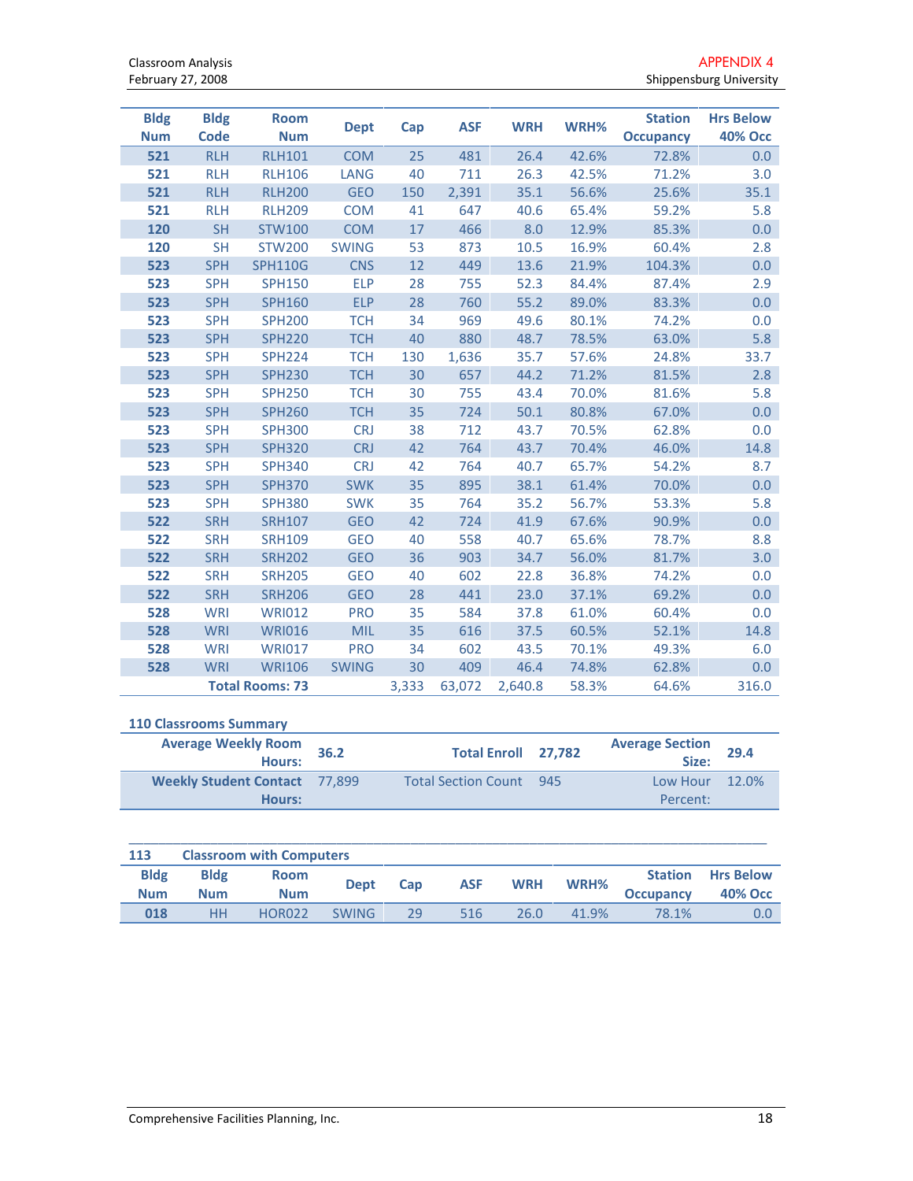| Bldg Num | Bldg Code | Room Num | Dept | Cap | ASF | WRH | WRH% | Station Occupancy | Hrs Below 40% Occ |
|---|---|---|---|---|---|---|---|---|---|
| 521 | RLH | RLH101 | COM | 25 | 481 | 26.4 | 42.6% | 72.8% | 0.0 |
| 521 | RLH | RLH106 | LANG | 40 | 711 | 26.3 | 42.5% | 71.2% | 3.0 |
| 521 | RLH | RLH200 | GEO | 150 | 2,391 | 35.1 | 56.6% | 25.6% | 35.1 |
| 521 | RLH | RLH209 | COM | 41 | 647 | 40.6 | 65.4% | 59.2% | 5.8 |
| 120 | SH | STW100 | COM | 17 | 466 | 8.0 | 12.9% | 85.3% | 0.0 |
| 120 | SH | STW200 | SWING | 53 | 873 | 10.5 | 16.9% | 60.4% | 2.8 |
| 523 | SPH | SPH110G | CNS | 12 | 449 | 13.6 | 21.9% | 104.3% | 0.0 |
| 523 | SPH | SPH150 | ELP | 28 | 755 | 52.3 | 84.4% | 87.4% | 2.9 |
| 523 | SPH | SPH160 | ELP | 28 | 760 | 55.2 | 89.0% | 83.3% | 0.0 |
| 523 | SPH | SPH200 | TCH | 34 | 969 | 49.6 | 80.1% | 74.2% | 0.0 |
| 523 | SPH | SPH220 | TCH | 40 | 880 | 48.7 | 78.5% | 63.0% | 5.8 |
| 523 | SPH | SPH224 | TCH | 130 | 1,636 | 35.7 | 57.6% | 24.8% | 33.7 |
| 523 | SPH | SPH230 | TCH | 30 | 657 | 44.2 | 71.2% | 81.5% | 2.8 |
| 523 | SPH | SPH250 | TCH | 30 | 755 | 43.4 | 70.0% | 81.6% | 5.8 |
| 523 | SPH | SPH260 | TCH | 35 | 724 | 50.1 | 80.8% | 67.0% | 0.0 |
| 523 | SPH | SPH300 | CRJ | 38 | 712 | 43.7 | 70.5% | 62.8% | 0.0 |
| 523 | SPH | SPH320 | CRJ | 42 | 764 | 43.7 | 70.4% | 46.0% | 14.8 |
| 523 | SPH | SPH340 | CRJ | 42 | 764 | 40.7 | 65.7% | 54.2% | 8.7 |
| 523 | SPH | SPH370 | SWK | 35 | 895 | 38.1 | 61.4% | 70.0% | 0.0 |
| 523 | SPH | SPH380 | SWK | 35 | 764 | 35.2 | 56.7% | 53.3% | 5.8 |
| 522 | SRH | SRH107 | GEO | 42 | 724 | 41.9 | 67.6% | 90.9% | 0.0 |
| 522 | SRH | SRH109 | GEO | 40 | 558 | 40.7 | 65.6% | 78.7% | 8.8 |
| 522 | SRH | SRH202 | GEO | 36 | 903 | 34.7 | 56.0% | 81.7% | 3.0 |
| 522 | SRH | SRH205 | GEO | 40 | 602 | 22.8 | 36.8% | 74.2% | 0.0 |
| 522 | SRH | SRH206 | GEO | 28 | 441 | 23.0 | 37.1% | 69.2% | 0.0 |
| 528 | WRI | WRI012 | PRO | 35 | 584 | 37.8 | 61.0% | 60.4% | 0.0 |
| 528 | WRI | WRI016 | MIL | 35 | 616 | 37.5 | 60.5% | 52.1% | 14.8 |
| 528 | WRI | WRI017 | PRO | 34 | 602 | 43.5 | 70.1% | 49.3% | 6.0 |
| 528 | WRI | WRI106 | SWING | 30 | 409 | 46.4 | 74.8% | 62.8% | 0.0 |
| | | **Total Rooms: 73** | | 3,333 | 63,072 | 2,640.8 | 58.3% | 64.6% | 316.0 |

**110 Classrooms Summary**

| | | | | | |
|---|---|---|---|---|---|
| **Average Weekly Room Hours:** | 36.2 | **Total Enroll** | 27,782 | **Average Section Size:** | 29.4 |
| **Weekly Student Contact Hours:** | 77,899 | Total Section Count | 945 | Low Hour Percent: | 12.0% |

**113 Classroom with Computers**

| Bldg Num | Bldg Num | Room Num | Dept | Cap | ASF | WRH | WRH% | Station Occupancy | Hrs Below 40% Occ |
|---|---|---|---|---|---|---|---|---|---|
| 018 | HH | HOR022 | SWING | 29 | 516 | 26.0 | 41.9% | 78.1% | 0.0 |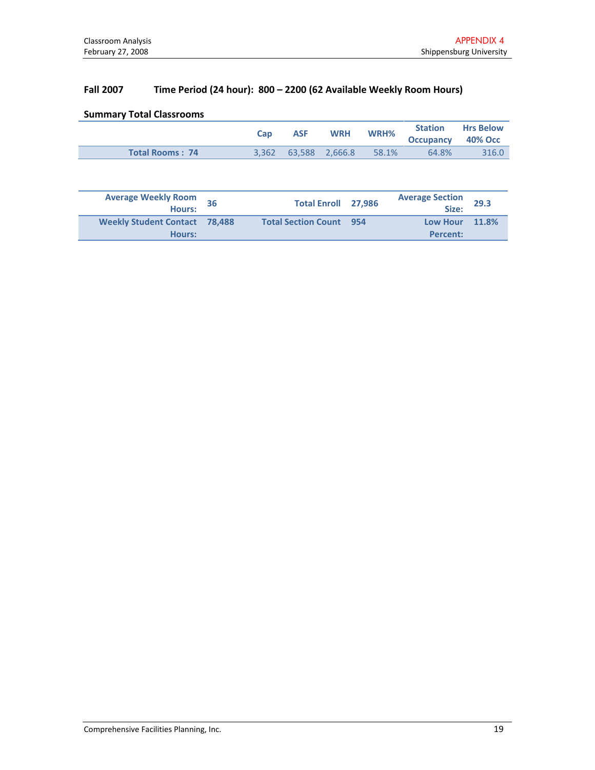**Fall 2007　　Time Period (24 hour): 800 – 2200 (62 Available Weekly Room Hours)**

**Summary Total Classrooms**

| | Cap | ASF | WRH | WRH% | Station Occupancy | Hrs Below 40% Occ |
|---|---|---|---|---|---|---|
| **Total Rooms : 74** | 3,362 | 63,588 | 2,666.8 | 58.1% | 64.8% | 316.0 |

| | | | | | |
|---|---|---|---|---|---|
| **Average Weekly Room Hours:** | **36** | **Total Enroll** | **27,986** | **Average Section Size:** | **29.3** |
| **Weekly Student Contact Hours:** | **78,488** | **Total Section Count** | **954** | **Low Hour Percent:** | **11.8%** |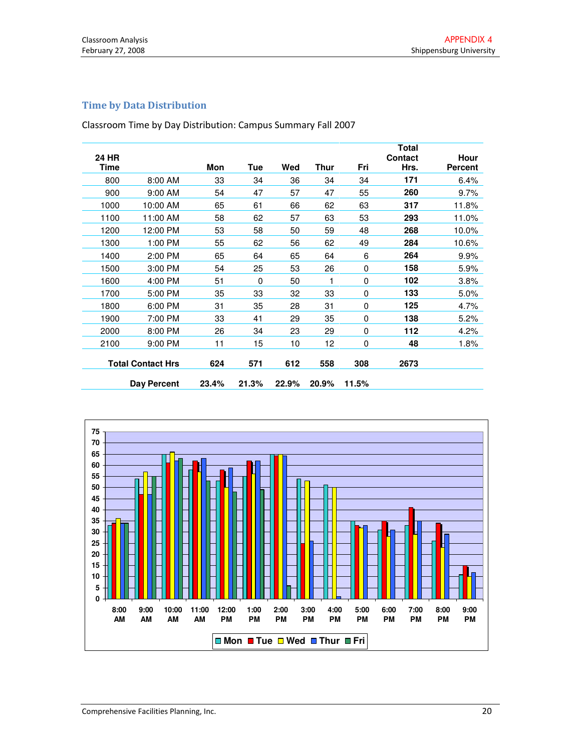## Time by Data Distribution

Classroom Time by Day Distribution: Campus Summary Fall 2007

| 24 HR Time | | Mon | Tue | Wed | Thur | Fri | Total Contact Hrs. | Hour Percent |
|---|---|---|---|---|---|---|---|---|
| 800 | 8:00 AM | 33 | 34 | 36 | 34 | 34 | **171** | 6.4% |
| 900 | 9:00 AM | 54 | 47 | 57 | 47 | 55 | **260** | 9.7% |
| 1000 | 10:00 AM | 65 | 61 | 66 | 62 | 63 | **317** | 11.8% |
| 1100 | 11:00 AM | 58 | 62 | 57 | 63 | 53 | **293** | 11.0% |
| 1200 | 12:00 PM | 53 | 58 | 50 | 59 | 48 | **268** | 10.0% |
| 1300 | 1:00 PM | 55 | 62 | 56 | 62 | 49 | **284** | 10.6% |
| 1400 | 2:00 PM | 65 | 64 | 65 | 64 | 6 | **264** | 9.9% |
| 1500 | 3:00 PM | 54 | 25 | 53 | 26 | 0 | **158** | 5.9% |
| 1600 | 4:00 PM | 51 | 0 | 50 | 1 | 0 | **102** | 3.8% |
| 1700 | 5:00 PM | 35 | 33 | 32 | 33 | 0 | **133** | 5.0% |
| 1800 | 6:00 PM | 31 | 35 | 28 | 31 | 0 | **125** | 4.7% |
| 1900 | 7:00 PM | 33 | 41 | 29 | 35 | 0 | **138** | 5.2% |
| 2000 | 8:00 PM | 26 | 34 | 23 | 29 | 0 | **112** | 4.2% |
| 2100 | 9:00 PM | 11 | 15 | 10 | 12 | 0 | **48** | 1.8% |
| **Total Contact Hrs** | | **624** | **571** | **612** | **558** | **308** | **2673** | |
| **Day Percent** | | **23.4%** | **21.3%** | **22.9%** | **20.9%** | **11.5%** | | |

75
70
65
60
55
50
45
40
35
30
25
20
15
10
5
0

8:00 AM
9:00 AM
10:00 AM
11:00 AM
12:00 PM
1:00 PM
2:00 PM
3:00 PM
4:00 PM
5:00 PM
6:00 PM
7:00 PM
8:00 PM
9:00 PM

Mon Tue Wed Thur Fri